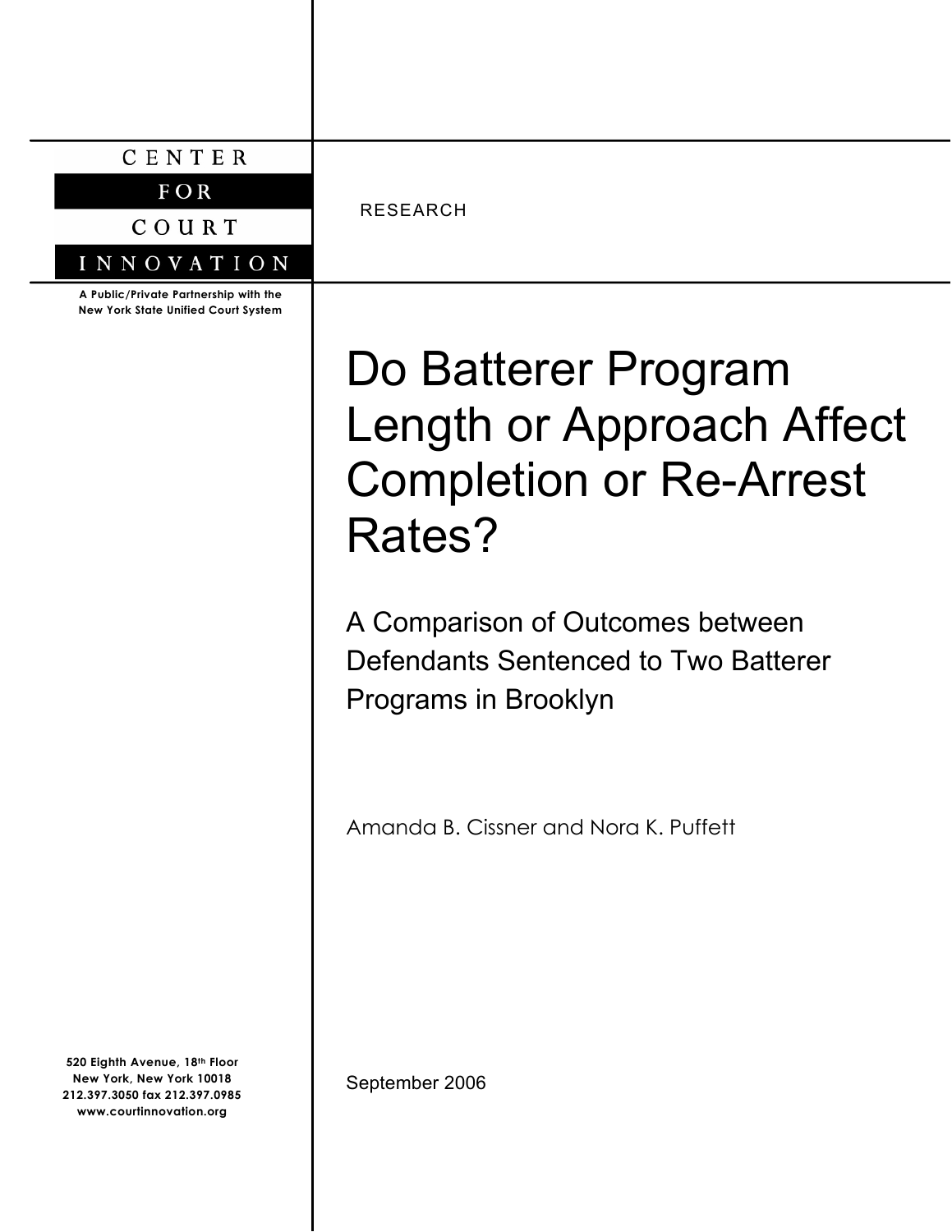CENTER

FOR

COURT

INNOVATION

A Public/Private Partnership with the New York State Unified Court System

RESEARCH

# Do Batterer Program Length or Approach Affect Completion or Re-Arrest Rates?

## A Comparison of Outcomes between Defendants Sentenced to Two Batterer Programs in Brooklyn

Amanda B. Cissner and Nora K. Puffett

September 2006

520 Eighth Avenue, 18th Floor
New York, New York 10018
212.397.3050 fax 212.397.0985
www.courtinnovation.org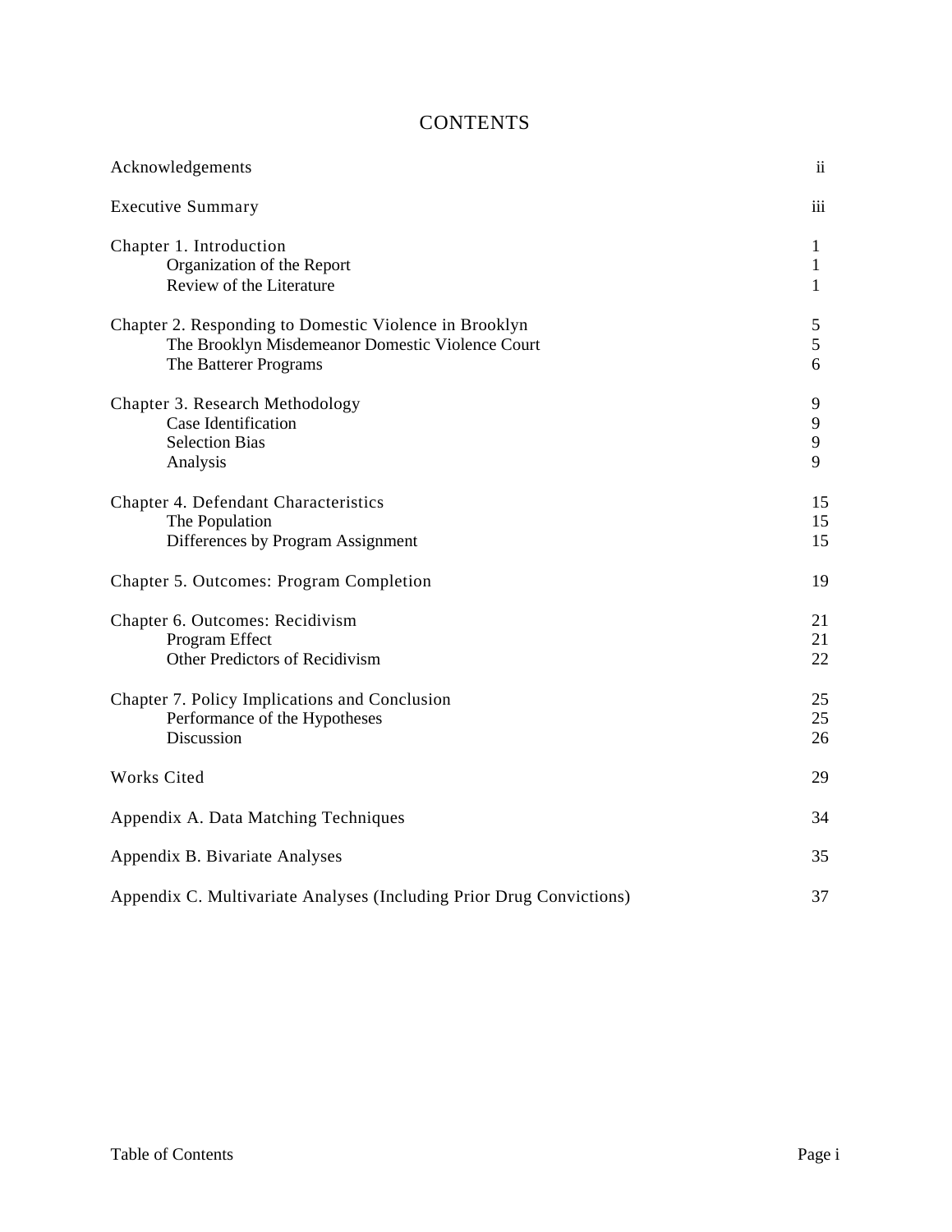# CONTENTS

| | |
|---|---|
| Acknowledgements | ii |
| Executive Summary | iii |
| Chapter 1. Introduction | 1 |
| Organization of the Report | 1 |
| Review of the Literature | 1 |
| Chapter 2. Responding to Domestic Violence in Brooklyn | 5 |
| The Brooklyn Misdemeanor Domestic Violence Court | 5 |
| The Batterer Programs | 6 |
| Chapter 3. Research Methodology | 9 |
| Case Identification | 9 |
| Selection Bias | 9 |
| Analysis | 9 |
| Chapter 4. Defendant Characteristics | 15 |
| The Population | 15 |
| Differences by Program Assignment | 15 |
| Chapter 5. Outcomes: Program Completion | 19 |
| Chapter 6. Outcomes: Recidivism | 21 |
| Program Effect | 21 |
| Other Predictors of Recidivism | 22 |
| Chapter 7. Policy Implications and Conclusion | 25 |
| Performance of the Hypotheses | 25 |
| Discussion | 26 |
| Works Cited | 29 |
| Appendix A. Data Matching Techniques | 34 |
| Appendix B. Bivariate Analyses | 35 |
| Appendix C. Multivariate Analyses (Including Prior Drug Convictions) | 37 |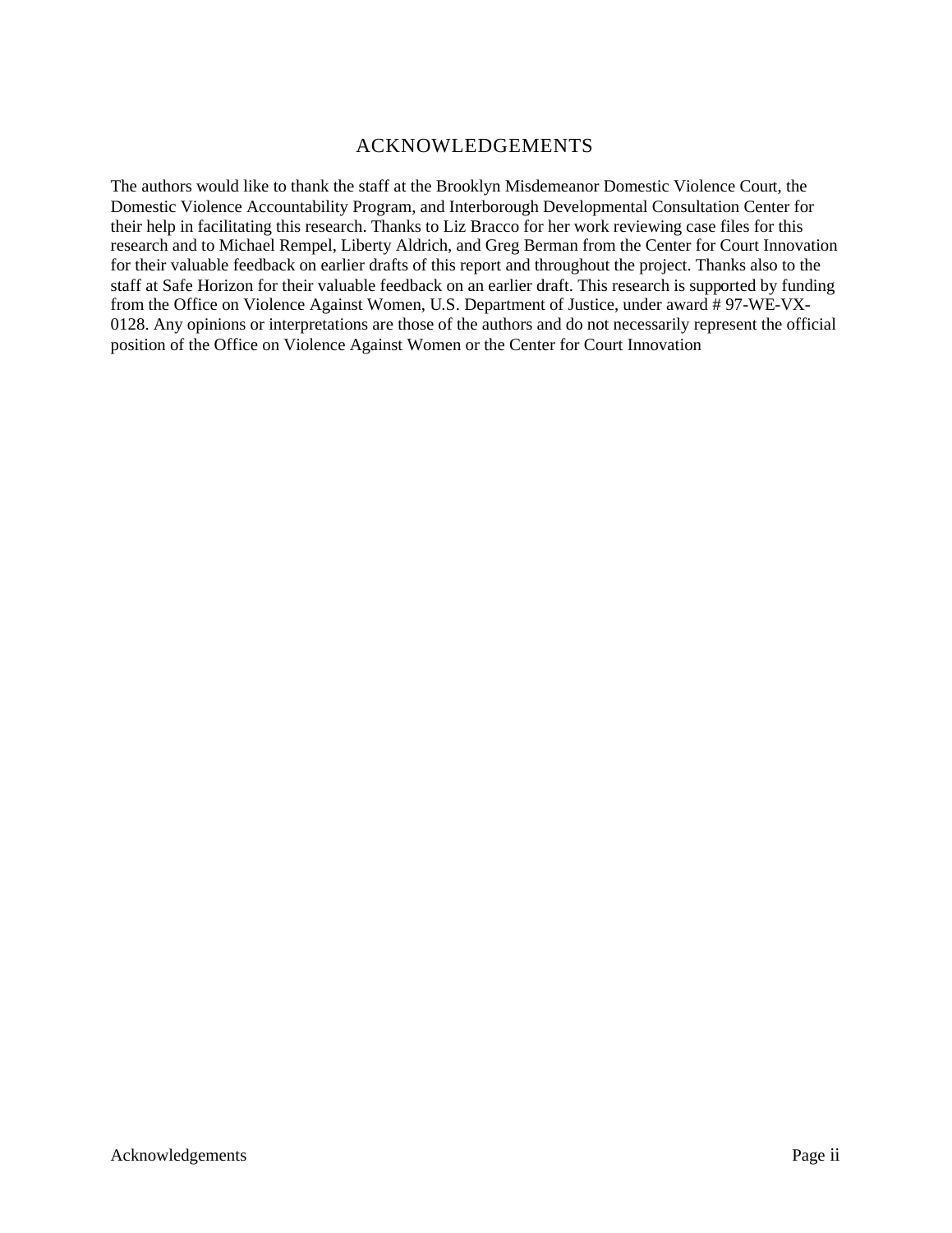# ACKNOWLEDGEMENTS

The authors would like to thank the staff at the Brooklyn Misdemeanor Domestic Violence Court, the Domestic Violence Accountability Program, and Interborough Developmental Consultation Center for their help in facilitating this research. Thanks to Liz Bracco for her work reviewing case files for this research and to Michael Rempel, Liberty Aldrich, and Greg Berman from the Center for Court Innovation for their valuable feedback on earlier drafts of this report and throughout the project. Thanks also to the staff at Safe Horizon for their valuable feedback on an earlier draft. This research is supported by funding from the Office on Violence Against Women, U.S. Department of Justice, under award # 97-WE-VX-0128. Any opinions or interpretations are those of the authors and do not necessarily represent the official position of the Office on Violence Against Women or the Center for Court Innovation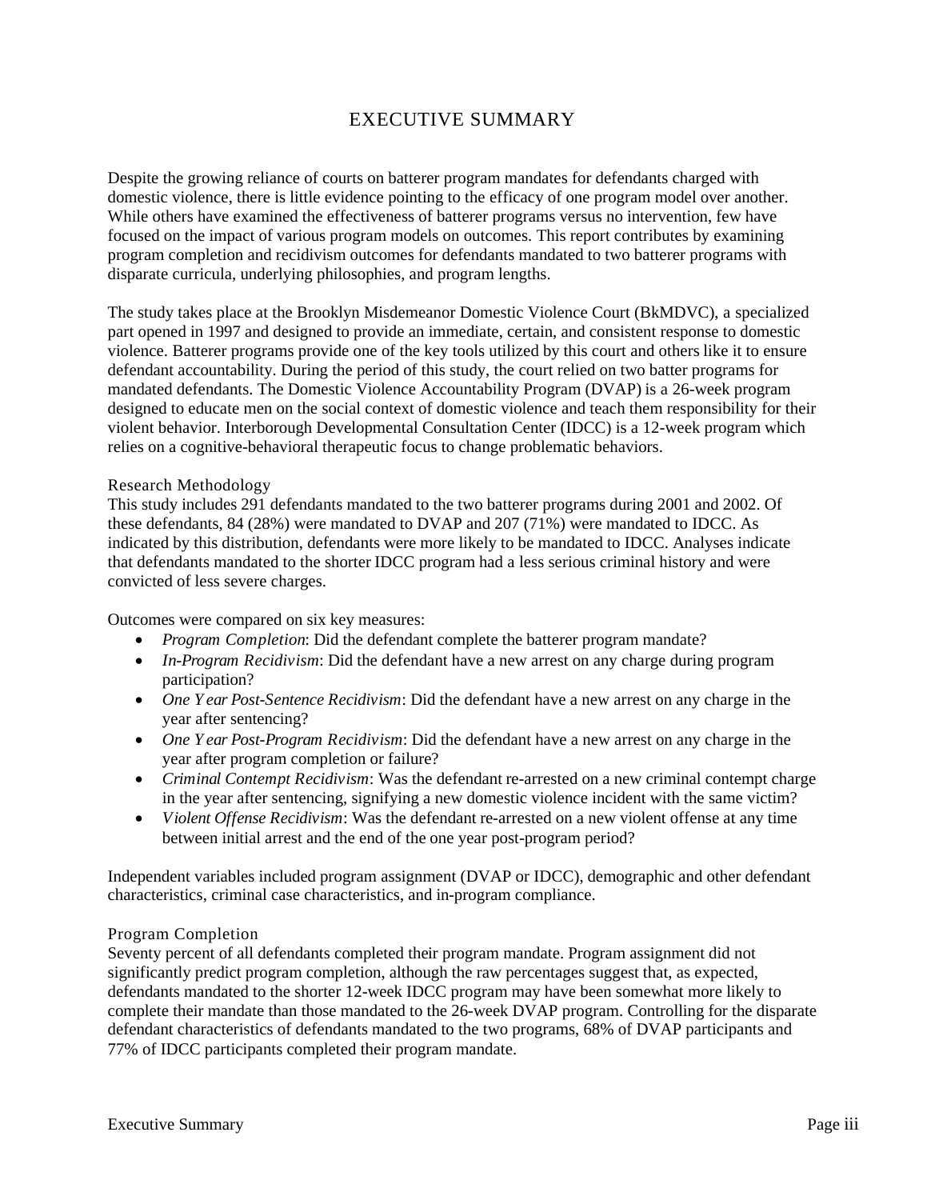# EXECUTIVE SUMMARY

Despite the growing reliance of courts on batterer program mandates for defendants charged with domestic violence, there is little evidence pointing to the efficacy of one program model over another. While others have examined the effectiveness of batterer programs versus no intervention, few have focused on the impact of various program models on outcomes. This report contributes by examining program completion and recidivism outcomes for defendants mandated to two batterer programs with disparate curricula, underlying philosophies, and program lengths.

The study takes place at the Brooklyn Misdemeanor Domestic Violence Court (BkMDVC), a specialized part opened in 1997 and designed to provide an immediate, certain, and consistent response to domestic violence. Batterer programs provide one of the key tools utilized by this court and others like it to ensure defendant accountability. During the period of this study, the court relied on two batter programs for mandated defendants. The Domestic Violence Accountability Program (DVAP) is a 26-week program designed to educate men on the social context of domestic violence and teach them responsibility for their violent behavior. Interborough Developmental Consultation Center (IDCC) is a 12-week program which relies on a cognitive-behavioral therapeutic focus to change problematic behaviors.

## Research Methodology

This study includes 291 defendants mandated to the two batterer programs during 2001 and 2002. Of these defendants, 84 (28%) were mandated to DVAP and 207 (71%) were mandated to IDCC. As indicated by this distribution, defendants were more likely to be mandated to IDCC. Analyses indicate that defendants mandated to the shorter IDCC program had a less serious criminal history and were convicted of less severe charges.

Outcomes were compared on six key measures:

- *Program Completion*: Did the defendant complete the batterer program mandate?
- *In-Program Recidivism*: Did the defendant have a new arrest on any charge during program participation?
- *One Year Post-Sentence Recidivism*: Did the defendant have a new arrest on any charge in the year after sentencing?
- *One Year Post-Program Recidivism*: Did the defendant have a new arrest on any charge in the year after program completion or failure?
- *Criminal Contempt Recidivism*: Was the defendant re-arrested on a new criminal contempt charge in the year after sentencing, signifying a new domestic violence incident with the same victim?
- *Violent Offense Recidivism*: Was the defendant re-arrested on a new violent offense at any time between initial arrest and the end of the one year post-program period?

Independent variables included program assignment (DVAP or IDCC), demographic and other defendant characteristics, criminal case characteristics, and in-program compliance.

## Program Completion

Seventy percent of all defendants completed their program mandate. Program assignment did not significantly predict program completion, although the raw percentages suggest that, as expected, defendants mandated to the shorter 12-week IDCC program may have been somewhat more likely to complete their mandate than those mandated to the 26-week DVAP program. Controlling for the disparate defendant characteristics of defendants mandated to the two programs, 68% of DVAP participants and 77% of IDCC participants completed their program mandate.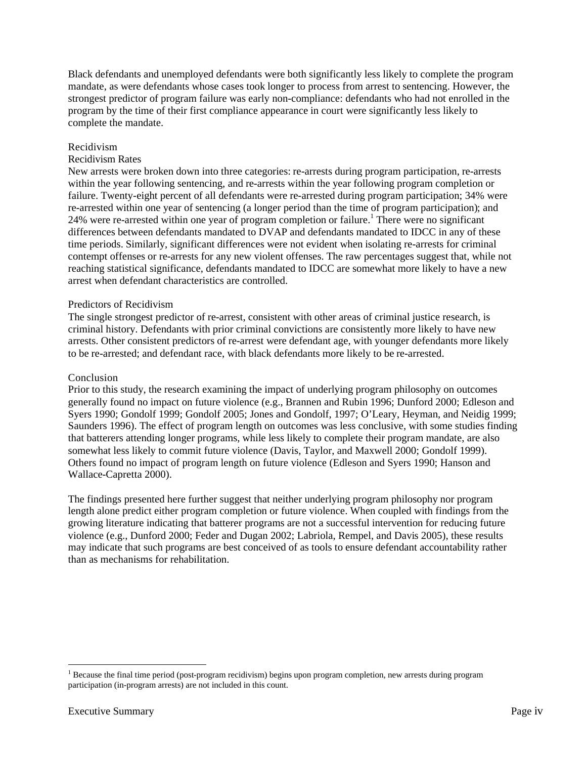Black defendants and unemployed defendants were both significantly less likely to complete the program mandate, as were defendants whose cases took longer to process from arrest to sentencing. However, the strongest predictor of program failure was early non-compliance: defendants who had not enrolled in the program by the time of their first compliance appearance in court were significantly less likely to complete the mandate.

## Recidivism

### Recidivism Rates

New arrests were broken down into three categories: re-arrests during program participation, re-arrests within the year following sentencing, and re-arrests within the year following program completion or failure. Twenty-eight percent of all defendants were re-arrested during program participation; 34% were re-arrested within one year of sentencing (a longer period than the time of program participation); and 24% were re-arrested within one year of program completion or failure.[1] There were no significant differences between defendants mandated to DVAP and defendants mandated to IDCC in any of these time periods. Similarly, significant differences were not evident when isolating re-arrests for criminal contempt offenses or re-arrests for any new violent offenses. The raw percentages suggest that, while not reaching statistical significance, defendants mandated to IDCC are somewhat more likely to have a new arrest when defendant characteristics are controlled.

### Predictors of Recidivism

The single strongest predictor of re-arrest, consistent with other areas of criminal justice research, is criminal history. Defendants with prior criminal convictions are consistently more likely to have new arrests. Other consistent predictors of re-arrest were defendant age, with younger defendants more likely to be re-arrested; and defendant race, with black defendants more likely to be re-arrested.

## Conclusion

Prior to this study, the research examining the impact of underlying program philosophy on outcomes generally found no impact on future violence (e.g., Brannen and Rubin 1996; Dunford 2000; Edleson and Syers 1990; Gondolf 1999; Gondolf 2005; Jones and Gondolf, 1997; O'Leary, Heyman, and Neidig 1999; Saunders 1996). The effect of program length on outcomes was less conclusive, with some studies finding that batterers attending longer programs, while less likely to complete their program mandate, are also somewhat less likely to commit future violence (Davis, Taylor, and Maxwell 2000; Gondolf 1999). Others found no impact of program length on future violence (Edleson and Syers 1990; Hanson and Wallace-Capretta 2000).

The findings presented here further suggest that neither underlying program philosophy nor program length alone predict either program completion or future violence. When coupled with findings from the growing literature indicating that batterer programs are not a successful intervention for reducing future violence (e.g., Dunford 2000; Feder and Dugan 2002; Labriola, Rempel, and Davis 2005), these results may indicate that such programs are best conceived of as tools to ensure defendant accountability rather than as mechanisms for rehabilitation.

---

[1] Because the final time period (post-program recidivism) begins upon program completion, new arrests during program participation (in-program arrests) are not included in this count.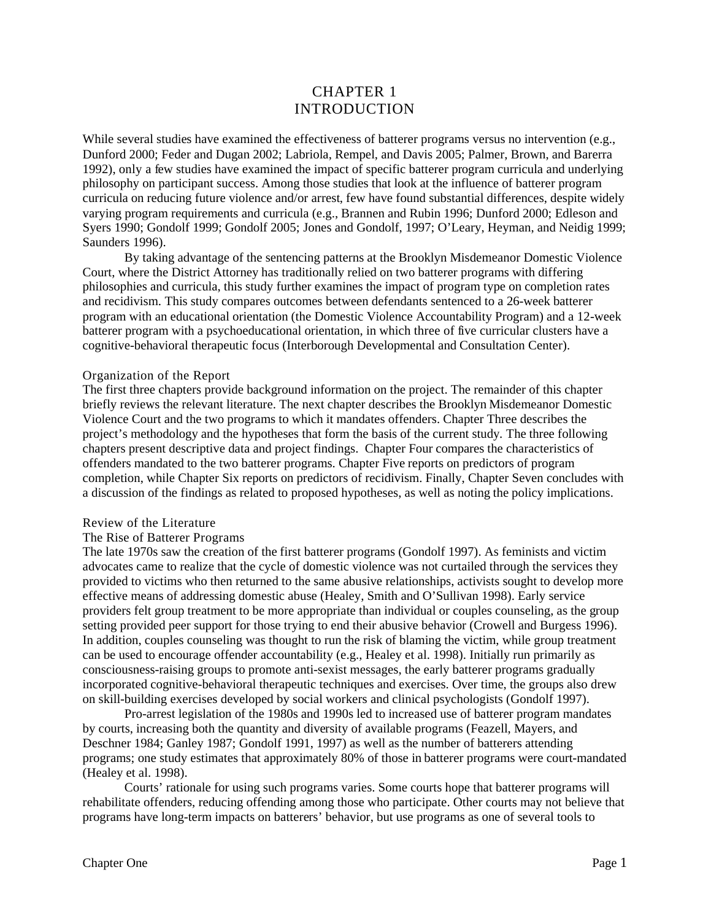# CHAPTER 1
# INTRODUCTION

While several studies have examined the effectiveness of batterer programs versus no intervention (e.g., Dunford 2000; Feder and Dugan 2002; Labriola, Rempel, and Davis 2005; Palmer, Brown, and Barerra 1992), only a few studies have examined the impact of specific batterer program curricula and underlying philosophy on participant success. Among those studies that look at the influence of batterer program curricula on reducing future violence and/or arrest, few have found substantial differences, despite widely varying program requirements and curricula (e.g., Brannen and Rubin 1996; Dunford 2000; Edleson and Syers 1990; Gondolf 1999; Gondolf 2005; Jones and Gondolf, 1997; O'Leary, Heyman, and Neidig 1999; Saunders 1996).

By taking advantage of the sentencing patterns at the Brooklyn Misdemeanor Domestic Violence Court, where the District Attorney has traditionally relied on two batterer programs with differing philosophies and curricula, this study further examines the impact of program type on completion rates and recidivism. This study compares outcomes between defendants sentenced to a 26-week batterer program with an educational orientation (the Domestic Violence Accountability Program) and a 12-week batterer program with a psychoeducational orientation, in which three of five curricular clusters have a cognitive-behavioral therapeutic focus (Interborough Developmental and Consultation Center).

## Organization of the Report

The first three chapters provide background information on the project. The remainder of this chapter briefly reviews the relevant literature. The next chapter describes the Brooklyn Misdemeanor Domestic Violence Court and the two programs to which it mandates offenders. Chapter Three describes the project's methodology and the hypotheses that form the basis of the current study. The three following chapters present descriptive data and project findings. Chapter Four compares the characteristics of offenders mandated to the two batterer programs. Chapter Five reports on predictors of program completion, while Chapter Six reports on predictors of recidivism. Finally, Chapter Seven concludes with a discussion of the findings as related to proposed hypotheses, as well as noting the policy implications.

## Review of the Literature

### The Rise of Batterer Programs

The late 1970s saw the creation of the first batterer programs (Gondolf 1997). As feminists and victim advocates came to realize that the cycle of domestic violence was not curtailed through the services they provided to victims who then returned to the same abusive relationships, activists sought to develop more effective means of addressing domestic abuse (Healey, Smith and O'Sullivan 1998). Early service providers felt group treatment to be more appropriate than individual or couples counseling, as the group setting provided peer support for those trying to end their abusive behavior (Crowell and Burgess 1996). In addition, couples counseling was thought to run the risk of blaming the victim, while group treatment can be used to encourage offender accountability (e.g., Healey et al. 1998). Initially run primarily as consciousness-raising groups to promote anti-sexist messages, the early batterer programs gradually incorporated cognitive-behavioral therapeutic techniques and exercises. Over time, the groups also drew on skill-building exercises developed by social workers and clinical psychologists (Gondolf 1997).

Pro-arrest legislation of the 1980s and 1990s led to increased use of batterer program mandates by courts, increasing both the quantity and diversity of available programs (Feazell, Mayers, and Deschner 1984; Ganley 1987; Gondolf 1991, 1997) as well as the number of batterers attending programs; one study estimates that approximately 80% of those in batterer programs were court-mandated (Healey et al. 1998).

Courts' rationale for using such programs varies. Some courts hope that batterer programs will rehabilitate offenders, reducing offending among those who participate. Other courts may not believe that programs have long-term impacts on batterers' behavior, but use programs as one of several tools to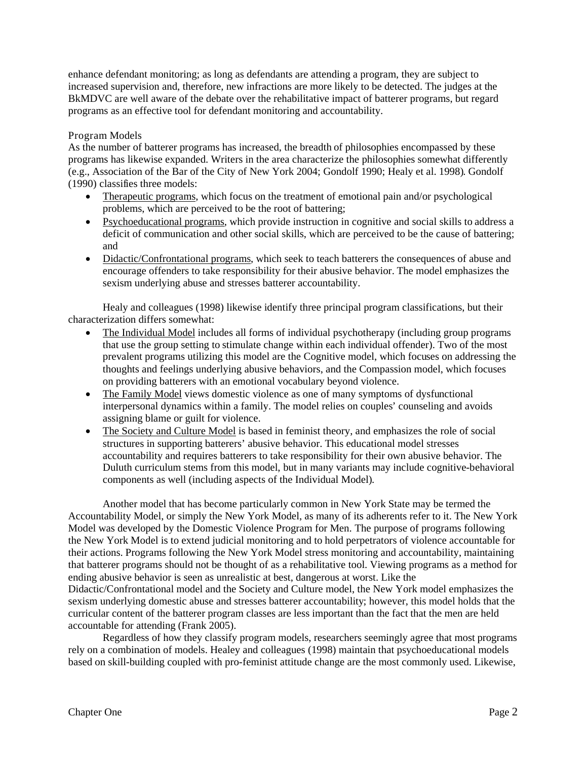enhance defendant monitoring; as long as defendants are attending a program, they are subject to increased supervision and, therefore, new infractions are more likely to be detected. The judges at the BkMDVC are well aware of the debate over the rehabilitative impact of batterer programs, but regard programs as an effective tool for defendant monitoring and accountability.

### Program Models

As the number of batterer programs has increased, the breadth of philosophies encompassed by these programs has likewise expanded. Writers in the area characterize the philosophies somewhat differently (e.g., Association of the Bar of the City of New York 2004; Gondolf 1990; Healy et al. 1998). Gondolf (1990) classifies three models:

- Therapeutic programs, which focus on the treatment of emotional pain and/or psychological problems, which are perceived to be the root of battering;
- Psychoeducational programs, which provide instruction in cognitive and social skills to address a deficit of communication and other social skills, which are perceived to be the cause of battering; and
- Didactic/Confrontational programs, which seek to teach batterers the consequences of abuse and encourage offenders to take responsibility for their abusive behavior. The model emphasizes the sexism underlying abuse and stresses batterer accountability.

Healy and colleagues (1998) likewise identify three principal program classifications, but their characterization differs somewhat:

- The Individual Model includes all forms of individual psychotherapy (including group programs that use the group setting to stimulate change within each individual offender). Two of the most prevalent programs utilizing this model are the Cognitive model, which focuses on addressing the thoughts and feelings underlying abusive behaviors, and the Compassion model, which focuses on providing batterers with an emotional vocabulary beyond violence.
- The Family Model views domestic violence as one of many symptoms of dysfunctional interpersonal dynamics within a family. The model relies on couples' counseling and avoids assigning blame or guilt for violence.
- The Society and Culture Model is based in feminist theory, and emphasizes the role of social structures in supporting batterers' abusive behavior. This educational model stresses accountability and requires batterers to take responsibility for their own abusive behavior. The Duluth curriculum stems from this model, but in many variants may include cognitive-behavioral components as well (including aspects of the Individual Model).

Another model that has become particularly common in New York State may be termed the Accountability Model, or simply the New York Model, as many of its adherents refer to it. The New York Model was developed by the Domestic Violence Program for Men. The purpose of programs following the New York Model is to extend judicial monitoring and to hold perpetrators of violence accountable for their actions. Programs following the New York Model stress monitoring and accountability, maintaining that batterer programs should not be thought of as a rehabilitative tool. Viewing programs as a method for ending abusive behavior is seen as unrealistic at best, dangerous at worst. Like the Didactic/Confrontational model and the Society and Culture model, the New York model emphasizes the sexism underlying domestic abuse and stresses batterer accountability; however, this model holds that the curricular content of the batterer program classes are less important than the fact that the men are held accountable for attending (Frank 2005).

Regardless of how they classify program models, researchers seemingly agree that most programs rely on a combination of models. Healey and colleagues (1998) maintain that psychoeducational models based on skill-building coupled with pro-feminist attitude change are the most commonly used. Likewise,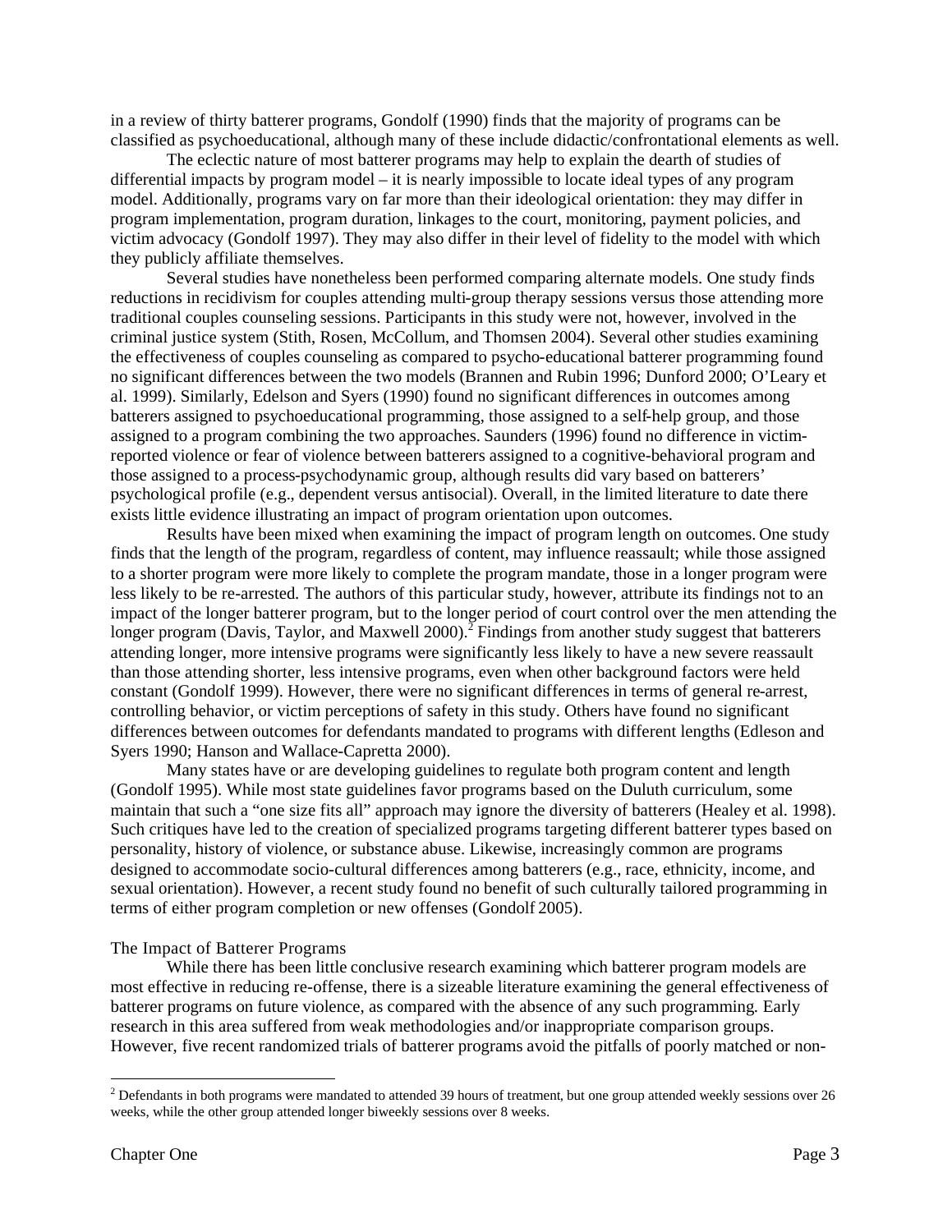in a review of thirty batterer programs, Gondolf (1990) finds that the majority of programs can be classified as psychoeducational, although many of these include didactic/confrontational elements as well.

The eclectic nature of most batterer programs may help to explain the dearth of studies of differential impacts by program model – it is nearly impossible to locate ideal types of any program model. Additionally, programs vary on far more than their ideological orientation: they may differ in program implementation, program duration, linkages to the court, monitoring, payment policies, and victim advocacy (Gondolf 1997). They may also differ in their level of fidelity to the model with which they publicly affiliate themselves.

Several studies have nonetheless been performed comparing alternate models. One study finds reductions in recidivism for couples attending multi-group therapy sessions versus those attending more traditional couples counseling sessions. Participants in this study were not, however, involved in the criminal justice system (Stith, Rosen, McCollum, and Thomsen 2004). Several other studies examining the effectiveness of couples counseling as compared to psycho-educational batterer programming found no significant differences between the two models (Brannen and Rubin 1996; Dunford 2000; O'Leary et al. 1999). Similarly, Edelson and Syers (1990) found no significant differences in outcomes among batterers assigned to psychoeducational programming, those assigned to a self-help group, and those assigned to a program combining the two approaches. Saunders (1996) found no difference in victim-reported violence or fear of violence between batterers assigned to a cognitive-behavioral program and those assigned to a process-psychodynamic group, although results did vary based on batterers' psychological profile (e.g., dependent versus antisocial). Overall, in the limited literature to date there exists little evidence illustrating an impact of program orientation upon outcomes.

Results have been mixed when examining the impact of program length on outcomes. One study finds that the length of the program, regardless of content, may influence reassault; while those assigned to a shorter program were more likely to complete the program mandate, those in a longer program were less likely to be re-arrested. The authors of this particular study, however, attribute its findings not to an impact of the longer batterer program, but to the longer period of court control over the men attending the longer program (Davis, Taylor, and Maxwell 2000).[2] Findings from another study suggest that batterers attending longer, more intensive programs were significantly less likely to have a new severe reassault than those attending shorter, less intensive programs, even when other background factors were held constant (Gondolf 1999). However, there were no significant differences in terms of general re-arrest, controlling behavior, or victim perceptions of safety in this study. Others have found no significant differences between outcomes for defendants mandated to programs with different lengths (Edleson and Syers 1990; Hanson and Wallace-Capretta 2000).

Many states have or are developing guidelines to regulate both program content and length (Gondolf 1995). While most state guidelines favor programs based on the Duluth curriculum, some maintain that such a "one size fits all" approach may ignore the diversity of batterers (Healey et al. 1998). Such critiques have led to the creation of specialized programs targeting different batterer types based on personality, history of violence, or substance abuse. Likewise, increasingly common are programs designed to accommodate socio-cultural differences among batterers (e.g., race, ethnicity, income, and sexual orientation). However, a recent study found no benefit of such culturally tailored programming in terms of either program completion or new offenses (Gondolf 2005).

### The Impact of Batterer Programs

While there has been little conclusive research examining which batterer program models are most effective in reducing re-offense, there is a sizeable literature examining the general effectiveness of batterer programs on future violence, as compared with the absence of any such programming. Early research in this area suffered from weak methodologies and/or inappropriate comparison groups. However, five recent randomized trials of batterer programs avoid the pitfalls of poorly matched or non-

---

[2] Defendants in both programs were mandated to attended 39 hours of treatment, but one group attended weekly sessions over 26 weeks, while the other group attended longer biweekly sessions over 8 weeks.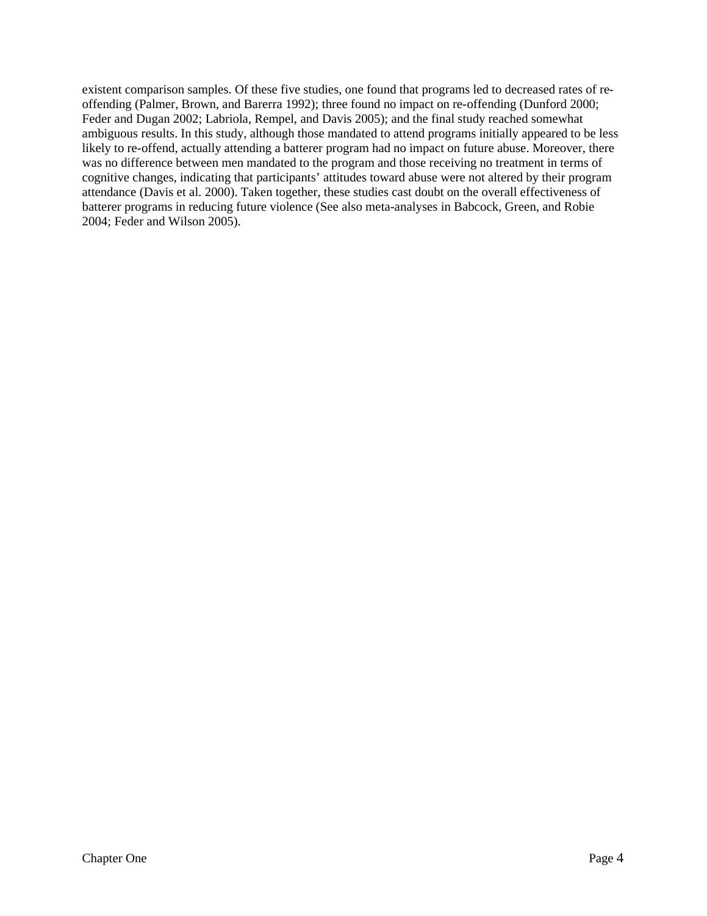existent comparison samples. Of these five studies, one found that programs led to decreased rates of re-offending (Palmer, Brown, and Barerra 1992); three found no impact on re-offending (Dunford 2000; Feder and Dugan 2002; Labriola, Rempel, and Davis 2005); and the final study reached somewhat ambiguous results. In this study, although those mandated to attend programs initially appeared to be less likely to re-offend, actually attending a batterer program had no impact on future abuse. Moreover, there was no difference between men mandated to the program and those receiving no treatment in terms of cognitive changes, indicating that participants' attitudes toward abuse were not altered by their program attendance (Davis et al. 2000). Taken together, these studies cast doubt on the overall effectiveness of batterer programs in reducing future violence (See also meta-analyses in Babcock, Green, and Robie 2004; Feder and Wilson 2005).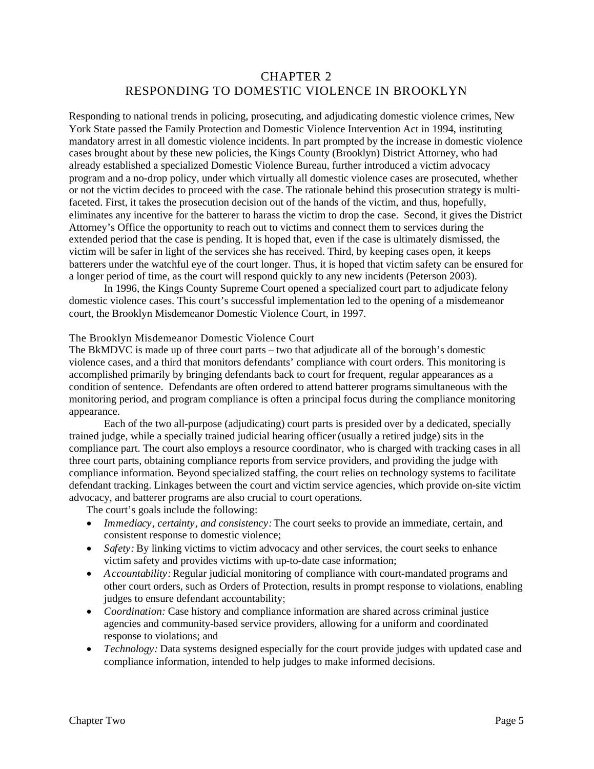# CHAPTER 2
# RESPONDING TO DOMESTIC VIOLENCE IN BROOKLYN

Responding to national trends in policing, prosecuting, and adjudicating domestic violence crimes, New York State passed the Family Protection and Domestic Violence Intervention Act in 1994, instituting mandatory arrest in all domestic violence incidents. In part prompted by the increase in domestic violence cases brought about by these new policies, the Kings County (Brooklyn) District Attorney, who had already established a specialized Domestic Violence Bureau, further introduced a victim advocacy program and a no-drop policy, under which virtually all domestic violence cases are prosecuted, whether or not the victim decides to proceed with the case. The rationale behind this prosecution strategy is multi-faceted. First, it takes the prosecution decision out of the hands of the victim, and thus, hopefully, eliminates any incentive for the batterer to harass the victim to drop the case. Second, it gives the District Attorney's Office the opportunity to reach out to victims and connect them to services during the extended period that the case is pending. It is hoped that, even if the case is ultimately dismissed, the victim will be safer in light of the services she has received. Third, by keeping cases open, it keeps batterers under the watchful eye of the court longer. Thus, it is hoped that victim safety can be ensured for a longer period of time, as the court will respond quickly to any new incidents (Peterson 2003).

In 1996, the Kings County Supreme Court opened a specialized court part to adjudicate felony domestic violence cases. This court's successful implementation led to the opening of a misdemeanor court, the Brooklyn Misdemeanor Domestic Violence Court, in 1997.

## The Brooklyn Misdemeanor Domestic Violence Court

The BkMDVC is made up of three court parts – two that adjudicate all of the borough's domestic violence cases, and a third that monitors defendants' compliance with court orders. This monitoring is accomplished primarily by bringing defendants back to court for frequent, regular appearances as a condition of sentence. Defendants are often ordered to attend batterer programs simultaneous with the monitoring period, and program compliance is often a principal focus during the compliance monitoring appearance.

Each of the two all-purpose (adjudicating) court parts is presided over by a dedicated, specially trained judge, while a specially trained judicial hearing officer (usually a retired judge) sits in the compliance part. The court also employs a resource coordinator, who is charged with tracking cases in all three court parts, obtaining compliance reports from service providers, and providing the judge with compliance information. Beyond specialized staffing, the court relies on technology systems to facilitate defendant tracking. Linkages between the court and victim service agencies, which provide on-site victim advocacy, and batterer programs are also crucial to court operations.

The court's goals include the following:

- *Immediacy, certainty, and consistency:* The court seeks to provide an immediate, certain, and consistent response to domestic violence;
- *Safety:* By linking victims to victim advocacy and other services, the court seeks to enhance victim safety and provides victims with up-to-date case information;
- *Accountability:* Regular judicial monitoring of compliance with court-mandated programs and other court orders, such as Orders of Protection, results in prompt response to violations, enabling judges to ensure defendant accountability;
- *Coordination:* Case history and compliance information are shared across criminal justice agencies and community-based service providers, allowing for a uniform and coordinated response to violations; and
- *Technology:* Data systems designed especially for the court provide judges with updated case and compliance information, intended to help judges to make informed decisions.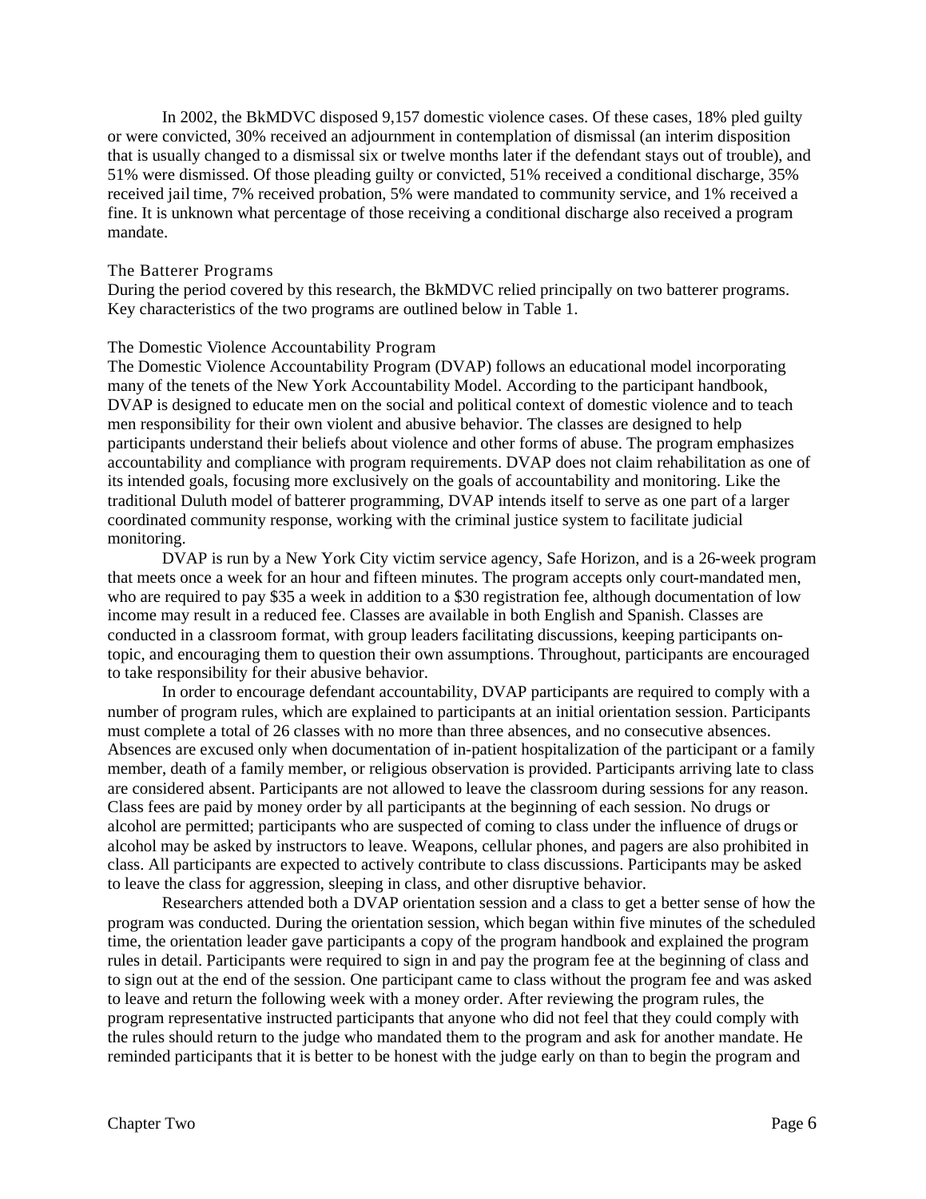In 2002, the BkMDVC disposed 9,157 domestic violence cases. Of these cases, 18% pled guilty or were convicted, 30% received an adjournment in contemplation of dismissal (an interim disposition that is usually changed to a dismissal six or twelve months later if the defendant stays out of trouble), and 51% were dismissed. Of those pleading guilty or convicted, 51% received a conditional discharge, 35% received jail time, 7% received probation, 5% were mandated to community service, and 1% received a fine. It is unknown what percentage of those receiving a conditional discharge also received a program mandate.

### The Batterer Programs

During the period covered by this research, the BkMDVC relied principally on two batterer programs. Key characteristics of the two programs are outlined below in Table 1.

### The Domestic Violence Accountability Program

The Domestic Violence Accountability Program (DVAP) follows an educational model incorporating many of the tenets of the New York Accountability Model. According to the participant handbook, DVAP is designed to educate men on the social and political context of domestic violence and to teach men responsibility for their own violent and abusive behavior. The classes are designed to help participants understand their beliefs about violence and other forms of abuse. The program emphasizes accountability and compliance with program requirements. DVAP does not claim rehabilitation as one of its intended goals, focusing more exclusively on the goals of accountability and monitoring. Like the traditional Duluth model of batterer programming, DVAP intends itself to serve as one part of a larger coordinated community response, working with the criminal justice system to facilitate judicial monitoring.

DVAP is run by a New York City victim service agency, Safe Horizon, and is a 26-week program that meets once a week for an hour and fifteen minutes. The program accepts only court-mandated men, who are required to pay $35 a week in addition to a $30 registration fee, although documentation of low income may result in a reduced fee. Classes are available in both English and Spanish. Classes are conducted in a classroom format, with group leaders facilitating discussions, keeping participants on-topic, and encouraging them to question their own assumptions. Throughout, participants are encouraged to take responsibility for their abusive behavior.

In order to encourage defendant accountability, DVAP participants are required to comply with a number of program rules, which are explained to participants at an initial orientation session. Participants must complete a total of 26 classes with no more than three absences, and no consecutive absences. Absences are excused only when documentation of in-patient hospitalization of the participant or a family member, death of a family member, or religious observation is provided. Participants arriving late to class are considered absent. Participants are not allowed to leave the classroom during sessions for any reason. Class fees are paid by money order by all participants at the beginning of each session. No drugs or alcohol are permitted; participants who are suspected of coming to class under the influence of drugs or alcohol may be asked by instructors to leave. Weapons, cellular phones, and pagers are also prohibited in class. All participants are expected to actively contribute to class discussions. Participants may be asked to leave the class for aggression, sleeping in class, and other disruptive behavior.

Researchers attended both a DVAP orientation session and a class to get a better sense of how the program was conducted. During the orientation session, which began within five minutes of the scheduled time, the orientation leader gave participants a copy of the program handbook and explained the program rules in detail. Participants were required to sign in and pay the program fee at the beginning of class and to sign out at the end of the session. One participant came to class without the program fee and was asked to leave and return the following week with a money order. After reviewing the program rules, the program representative instructed participants that anyone who did not feel that they could comply with the rules should return to the judge who mandated them to the program and ask for another mandate. He reminded participants that it is better to be honest with the judge early on than to begin the program and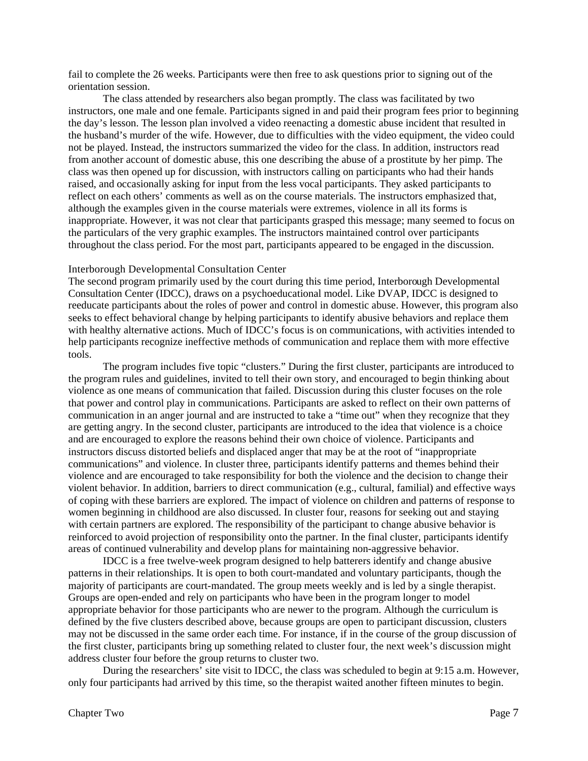fail to complete the 26 weeks. Participants were then free to ask questions prior to signing out of the orientation session.

The class attended by researchers also began promptly. The class was facilitated by two instructors, one male and one female. Participants signed in and paid their program fees prior to beginning the day's lesson. The lesson plan involved a video reenacting a domestic abuse incident that resulted in the husband's murder of the wife. However, due to difficulties with the video equipment, the video could not be played. Instead, the instructors summarized the video for the class. In addition, instructors read from another account of domestic abuse, this one describing the abuse of a prostitute by her pimp. The class was then opened up for discussion, with instructors calling on participants who had their hands raised, and occasionally asking for input from the less vocal participants. They asked participants to reflect on each others' comments as well as on the course materials. The instructors emphasized that, although the examples given in the course materials were extremes, violence in all its forms is inappropriate. However, it was not clear that participants grasped this message; many seemed to focus on the particulars of the very graphic examples. The instructors maintained control over participants throughout the class period. For the most part, participants appeared to be engaged in the discussion.

### Interborough Developmental Consultation Center

The second program primarily used by the court during this time period, Interborough Developmental Consultation Center (IDCC), draws on a psychoeducational model. Like DVAP, IDCC is designed to reeducate participants about the roles of power and control in domestic abuse. However, this program also seeks to effect behavioral change by helping participants to identify abusive behaviors and replace them with healthy alternative actions. Much of IDCC's focus is on communications, with activities intended to help participants recognize ineffective methods of communication and replace them with more effective tools.

The program includes five topic "clusters." During the first cluster, participants are introduced to the program rules and guidelines, invited to tell their own story, and encouraged to begin thinking about violence as one means of communication that failed. Discussion during this cluster focuses on the role that power and control play in communications. Participants are asked to reflect on their own patterns of communication in an anger journal and are instructed to take a "time out" when they recognize that they are getting angry. In the second cluster, participants are introduced to the idea that violence is a choice and are encouraged to explore the reasons behind their own choice of violence. Participants and instructors discuss distorted beliefs and displaced anger that may be at the root of "inappropriate communications" and violence. In cluster three, participants identify patterns and themes behind their violence and are encouraged to take responsibility for both the violence and the decision to change their violent behavior. In addition, barriers to direct communication (e.g., cultural, familial) and effective ways of coping with these barriers are explored. The impact of violence on children and patterns of response to women beginning in childhood are also discussed. In cluster four, reasons for seeking out and staying with certain partners are explored. The responsibility of the participant to change abusive behavior is reinforced to avoid projection of responsibility onto the partner. In the final cluster, participants identify areas of continued vulnerability and develop plans for maintaining non-aggressive behavior.

IDCC is a free twelve-week program designed to help batterers identify and change abusive patterns in their relationships. It is open to both court-mandated and voluntary participants, though the majority of participants are court-mandated. The group meets weekly and is led by a single therapist. Groups are open-ended and rely on participants who have been in the program longer to model appropriate behavior for those participants who are newer to the program. Although the curriculum is defined by the five clusters described above, because groups are open to participant discussion, clusters may not be discussed in the same order each time. For instance, if in the course of the group discussion of the first cluster, participants bring up something related to cluster four, the next week's discussion might address cluster four before the group returns to cluster two.

During the researchers' site visit to IDCC, the class was scheduled to begin at 9:15 a.m. However, only four participants had arrived by this time, so the therapist waited another fifteen minutes to begin.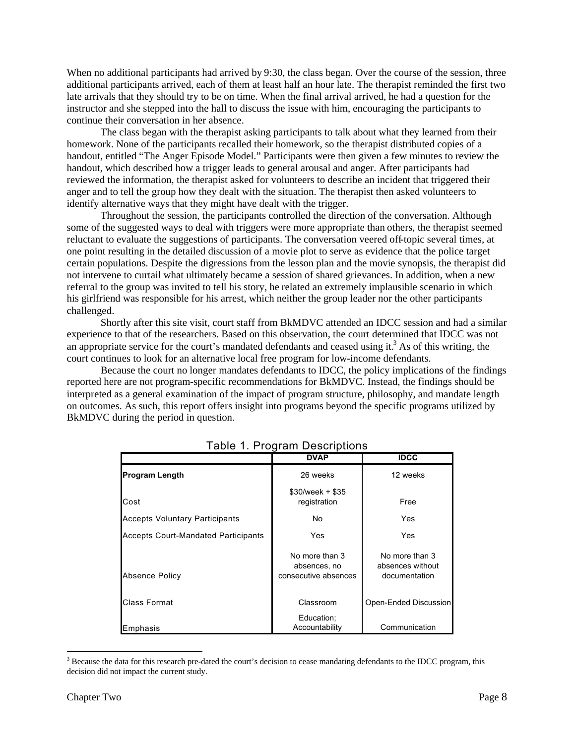When no additional participants had arrived by 9:30, the class began. Over the course of the session, three additional participants arrived, each of them at least half an hour late. The therapist reminded the first two late arrivals that they should try to be on time. When the final arrival arrived, he had a question for the instructor and she stepped into the hall to discuss the issue with him, encouraging the participants to continue their conversation in her absence.

The class began with the therapist asking participants to talk about what they learned from their homework. None of the participants recalled their homework, so the therapist distributed copies of a handout, entitled "The Anger Episode Model." Participants were then given a few minutes to review the handout, which described how a trigger leads to general arousal and anger. After participants had reviewed the information, the therapist asked for volunteers to describe an incident that triggered their anger and to tell the group how they dealt with the situation. The therapist then asked volunteers to identify alternative ways that they might have dealt with the trigger.

Throughout the session, the participants controlled the direction of the conversation. Although some of the suggested ways to deal with triggers were more appropriate than others, the therapist seemed reluctant to evaluate the suggestions of participants. The conversation veered off-topic several times, at one point resulting in the detailed discussion of a movie plot to serve as evidence that the police target certain populations. Despite the digressions from the lesson plan and the movie synopsis, the therapist did not intervene to curtail what ultimately became a session of shared grievances. In addition, when a new referral to the group was invited to tell his story, he related an extremely implausible scenario in which his girlfriend was responsible for his arrest, which neither the group leader nor the other participants challenged.

Shortly after this site visit, court staff from BkMDVC attended an IDCC session and had a similar experience to that of the researchers. Based on this observation, the court determined that IDCC was not an appropriate service for the court's mandated defendants and ceased using it.[3] As of this writing, the court continues to look for an alternative local free program for low-income defendants.

Because the court no longer mandates defendants to IDCC, the policy implications of the findings reported here are not program-specific recommendations for BkMDVC. Instead, the findings should be interpreted as a general examination of the impact of program structure, philosophy, and mandate length on outcomes. As such, this report offers insight into programs beyond the specific programs utilized by BkMDVC during the period in question.

Table 1. Program Descriptions

| | DVAP | IDCC |
|---|---|---|
| **Program Length** | 26 weeks | 12 weeks |
| Cost | $30/week + $35 registration | Free |
| Accepts Voluntary Participants | No | Yes |
| Accepts Court-Mandated Participants | Yes | Yes |
| Absence Policy | No more than 3 absences, no consecutive absences | No more than 3 absences without documentation |
| Class Format | Classroom | Open-Ended Discussion |
| Emphasis | Education; Accountability | Communication |

[3] Because the data for this research pre-dated the court's decision to cease mandating defendants to the IDCC program, this decision did not impact the current study.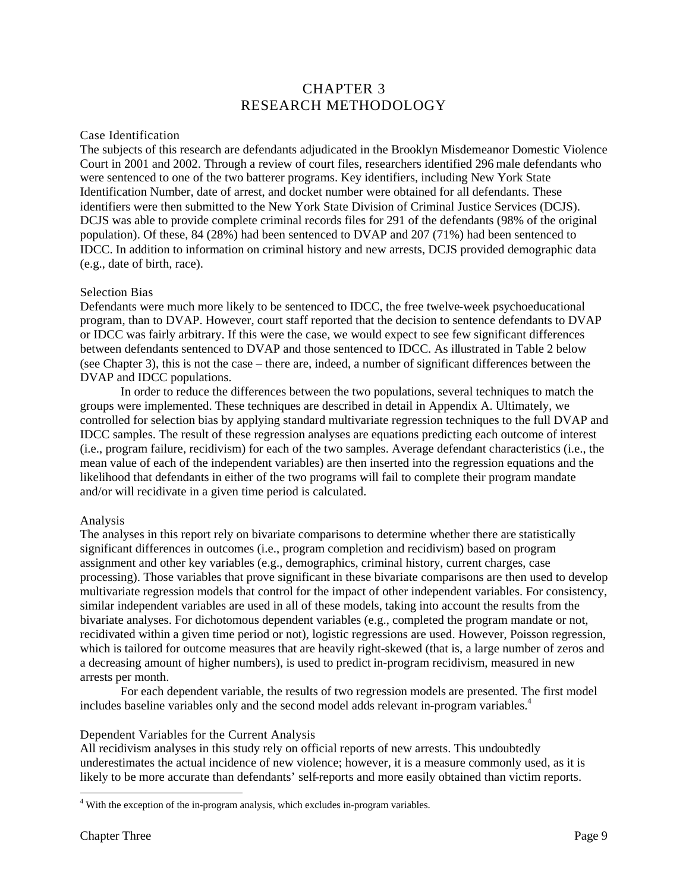# CHAPTER 3
# RESEARCH METHODOLOGY

## Case Identification

The subjects of this research are defendants adjudicated in the Brooklyn Misdemeanor Domestic Violence Court in 2001 and 2002. Through a review of court files, researchers identified 296 male defendants who were sentenced to one of the two batterer programs. Key identifiers, including New York State Identification Number, date of arrest, and docket number were obtained for all defendants. These identifiers were then submitted to the New York State Division of Criminal Justice Services (DCJS). DCJS was able to provide complete criminal records files for 291 of the defendants (98% of the original population). Of these, 84 (28%) had been sentenced to DVAP and 207 (71%) had been sentenced to IDCC. In addition to information on criminal history and new arrests, DCJS provided demographic data (e.g., date of birth, race).

## Selection Bias

Defendants were much more likely to be sentenced to IDCC, the free twelve-week psychoeducational program, than to DVAP. However, court staff reported that the decision to sentence defendants to DVAP or IDCC was fairly arbitrary. If this were the case, we would expect to see few significant differences between defendants sentenced to DVAP and those sentenced to IDCC. As illustrated in Table 2 below (see Chapter 3), this is not the case – there are, indeed, a number of significant differences between the DVAP and IDCC populations.

In order to reduce the differences between the two populations, several techniques to match the groups were implemented. These techniques are described in detail in Appendix A. Ultimately, we controlled for selection bias by applying standard multivariate regression techniques to the full DVAP and IDCC samples. The result of these regression analyses are equations predicting each outcome of interest (i.e., program failure, recidivism) for each of the two samples. Average defendant characteristics (i.e., the mean value of each of the independent variables) are then inserted into the regression equations and the likelihood that defendants in either of the two programs will fail to complete their program mandate and/or will recidivate in a given time period is calculated.

## Analysis

The analyses in this report rely on bivariate comparisons to determine whether there are statistically significant differences in outcomes (i.e., program completion and recidivism) based on program assignment and other key variables (e.g., demographics, criminal history, current charges, case processing). Those variables that prove significant in these bivariate comparisons are then used to develop multivariate regression models that control for the impact of other independent variables. For consistency, similar independent variables are used in all of these models, taking into account the results from the bivariate analyses. For dichotomous dependent variables (e.g., completed the program mandate or not, recidivated within a given time period or not), logistic regressions are used. However, Poisson regression, which is tailored for outcome measures that are heavily right-skewed (that is, a large number of zeros and a decreasing amount of higher numbers), is used to predict in-program recidivism, measured in new arrests per month.

For each dependent variable, the results of two regression models are presented. The first model includes baseline variables only and the second model adds relevant in-program variables.[4]

## Dependent Variables for the Current Analysis

All recidivism analyses in this study rely on official reports of new arrests. This undoubtedly underestimates the actual incidence of new violence; however, it is a measure commonly used, as it is likely to be more accurate than defendants' self-reports and more easily obtained than victim reports.

---

[4] With the exception of the in-program analysis, which excludes in-program variables.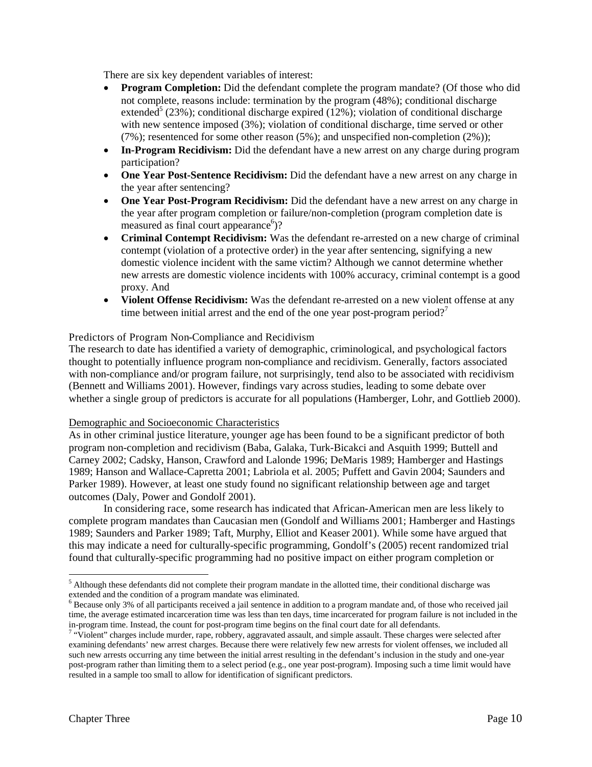There are six key dependent variables of interest:

- **Program Completion:** Did the defendant complete the program mandate? (Of those who did not complete, reasons include: termination by the program (48%); conditional discharge extended[5] (23%); conditional discharge expired (12%); violation of conditional discharge with new sentence imposed (3%); violation of conditional discharge, time served or other (7%); resentenced for some other reason (5%); and unspecified non-completion (2%));
- **In-Program Recidivism:** Did the defendant have a new arrest on any charge during program participation?
- **One Year Post-Sentence Recidivism:** Did the defendant have a new arrest on any charge in the year after sentencing?
- **One Year Post-Program Recidivism:** Did the defendant have a new arrest on any charge in the year after program completion or failure/non-completion (program completion date is measured as final court appearance[6])?
- **Criminal Contempt Recidivism:** Was the defendant re-arrested on a new charge of criminal contempt (violation of a protective order) in the year after sentencing, signifying a new domestic violence incident with the same victim? Although we cannot determine whether new arrests are domestic violence incidents with 100% accuracy, criminal contempt is a good proxy. And
- **Violent Offense Recidivism:** Was the defendant re-arrested on a new violent offense at any time between initial arrest and the end of the one year post-program period?[7]

### Predictors of Program Non-Compliance and Recidivism

The research to date has identified a variety of demographic, criminological, and psychological factors thought to potentially influence program non-compliance and recidivism. Generally, factors associated with non-compliance and/or program failure, not surprisingly, tend also to be associated with recidivism (Bennett and Williams 2001). However, findings vary across studies, leading to some debate over whether a single group of predictors is accurate for all populations (Hamberger, Lohr, and Gottlieb 2000).

#### Demographic and Socioeconomic Characteristics

As in other criminal justice literature, younger age has been found to be a significant predictor of both program non-completion and recidivism (Baba, Galaka, Turk-Bicakci and Asquith 1999; Buttell and Carney 2002; Cadsky, Hanson, Crawford and Lalonde 1996; DeMaris 1989; Hamberger and Hastings 1989; Hanson and Wallace-Capretta 2001; Labriola et al. 2005; Puffett and Gavin 2004; Saunders and Parker 1989). However, at least one study found no significant relationship between age and target outcomes (Daly, Power and Gondolf 2001).

In considering race, some research has indicated that African-American men are less likely to complete program mandates than Caucasian men (Gondolf and Williams 2001; Hamberger and Hastings 1989; Saunders and Parker 1989; Taft, Murphy, Elliot and Keaser 2001). While some have argued that this may indicate a need for culturally-specific programming, Gondolf's (2005) recent randomized trial found that culturally-specific programming had no positive impact on either program completion or

---

[5] Although these defendants did not complete their program mandate in the allotted time, their conditional discharge was extended and the condition of a program mandate was eliminated.

[6] Because only 3% of all participants received a jail sentence in addition to a program mandate and, of those who received jail time, the average estimated incarceration time was less than ten days, time incarcerated for program failure is not included in the in-program time. Instead, the count for post-program time begins on the final court date for all defendants.

[7] "Violent" charges include murder, rape, robbery, aggravated assault, and simple assault. These charges were selected after examining defendants' new arrest charges. Because there were relatively few new arrests for violent offenses, we included all such new arrests occurring any time between the initial arrest resulting in the defendant's inclusion in the study and one-year post-program rather than limiting them to a select period (e.g., one year post-program). Imposing such a time limit would have resulted in a sample too small to allow for identification of significant predictors.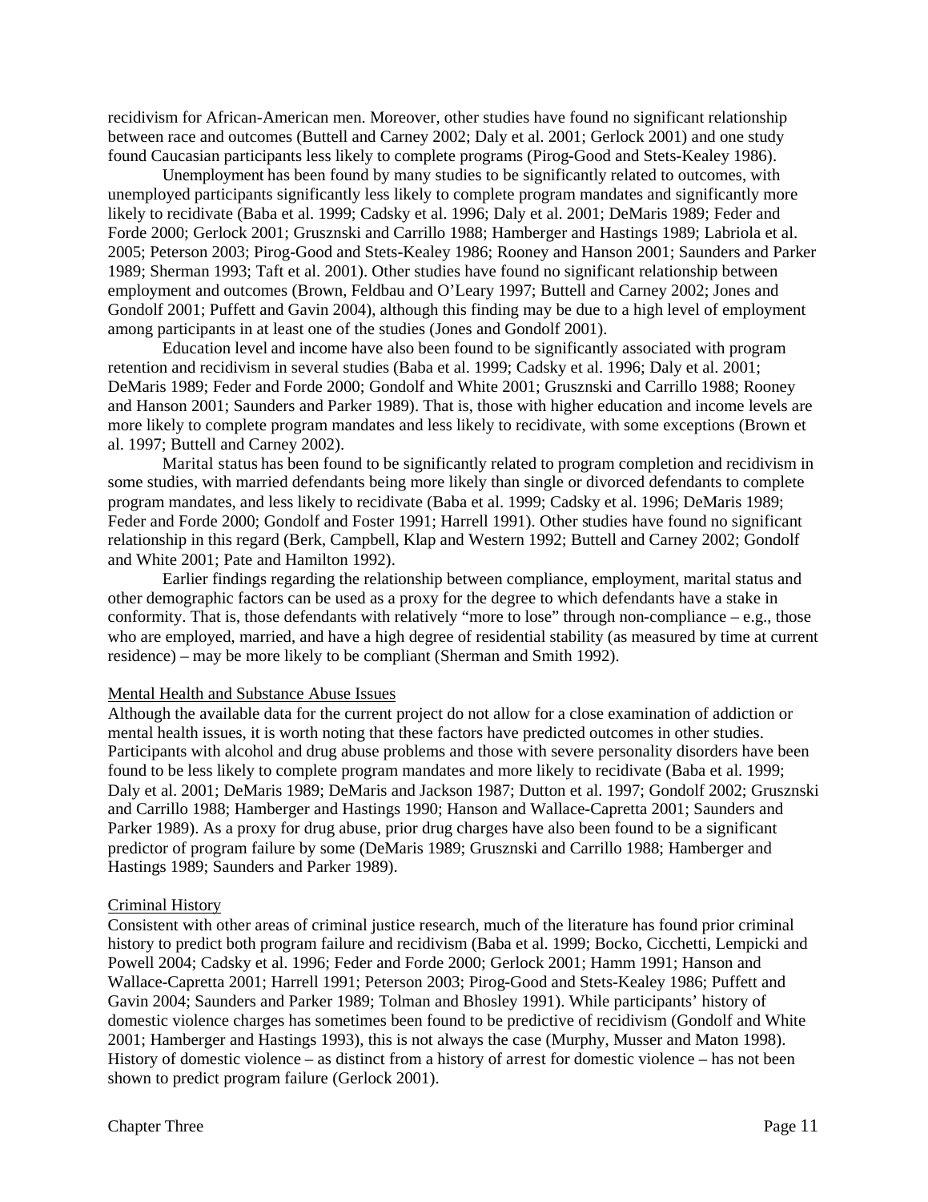recidivism for African-American men. Moreover, other studies have found no significant relationship between race and outcomes (Buttell and Carney 2002; Daly et al. 2001; Gerlock 2001) and one study found Caucasian participants less likely to complete programs (Pirog-Good and Stets-Kealey 1986).

Unemployment has been found by many studies to be significantly related to outcomes, with unemployed participants significantly less likely to complete program mandates and significantly more likely to recidivate (Baba et al. 1999; Cadsky et al. 1996; Daly et al. 2001; DeMaris 1989; Feder and Forde 2000; Gerlock 2001; Grusznski and Carrillo 1988; Hamberger and Hastings 1989; Labriola et al. 2005; Peterson 2003; Pirog-Good and Stets-Kealey 1986; Rooney and Hanson 2001; Saunders and Parker 1989; Sherman 1993; Taft et al. 2001). Other studies have found no significant relationship between employment and outcomes (Brown, Feldbau and O'Leary 1997; Buttell and Carney 2002; Jones and Gondolf 2001; Puffett and Gavin 2004), although this finding may be due to a high level of employment among participants in at least one of the studies (Jones and Gondolf 2001).

Education level and income have also been found to be significantly associated with program retention and recidivism in several studies (Baba et al. 1999; Cadsky et al. 1996; Daly et al. 2001; DeMaris 1989; Feder and Forde 2000; Gondolf and White 2001; Grusznski and Carrillo 1988; Rooney and Hanson 2001; Saunders and Parker 1989). That is, those with higher education and income levels are more likely to complete program mandates and less likely to recidivate, with some exceptions (Brown et al. 1997; Buttell and Carney 2002).

Marital status has been found to be significantly related to program completion and recidivism in some studies, with married defendants being more likely than single or divorced defendants to complete program mandates, and less likely to recidivate (Baba et al. 1999; Cadsky et al. 1996; DeMaris 1989; Feder and Forde 2000; Gondolf and Foster 1991; Harrell 1991). Other studies have found no significant relationship in this regard (Berk, Campbell, Klap and Western 1992; Buttell and Carney 2002; Gondolf and White 2001; Pate and Hamilton 1992).

Earlier findings regarding the relationship between compliance, employment, marital status and other demographic factors can be used as a proxy for the degree to which defendants have a stake in conformity. That is, those defendants with relatively "more to lose" through non-compliance – e.g., those who are employed, married, and have a high degree of residential stability (as measured by time at current residence) – may be more likely to be compliant (Sherman and Smith 1992).

Mental Health and Substance Abuse Issues

Although the available data for the current project do not allow for a close examination of addiction or mental health issues, it is worth noting that these factors have predicted outcomes in other studies. Participants with alcohol and drug abuse problems and those with severe personality disorders have been found to be less likely to complete program mandates and more likely to recidivate (Baba et al. 1999; Daly et al. 2001; DeMaris 1989; DeMaris and Jackson 1987; Dutton et al. 1997; Gondolf 2002; Grusznski and Carrillo 1988; Hamberger and Hastings 1990; Hanson and Wallace-Capretta 2001; Saunders and Parker 1989). As a proxy for drug abuse, prior drug charges have also been found to be a significant predictor of program failure by some (DeMaris 1989; Grusznski and Carrillo 1988; Hamberger and Hastings 1989; Saunders and Parker 1989).

Criminal History

Consistent with other areas of criminal justice research, much of the literature has found prior criminal history to predict both program failure and recidivism (Baba et al. 1999; Bocko, Cicchetti, Lempicki and Powell 2004; Cadsky et al. 1996; Feder and Forde 2000; Gerlock 2001; Hamm 1991; Hanson and Wallace-Capretta 2001; Harrell 1991; Peterson 2003; Pirog-Good and Stets-Kealey 1986; Puffett and Gavin 2004; Saunders and Parker 1989; Tolman and Bhosley 1991). While participants' history of domestic violence charges has sometimes been found to be predictive of recidivism (Gondolf and White 2001; Hamberger and Hastings 1993), this is not always the case (Murphy, Musser and Maton 1998). History of domestic violence – as distinct from a history of arrest for domestic violence – has not been shown to predict program failure (Gerlock 2001).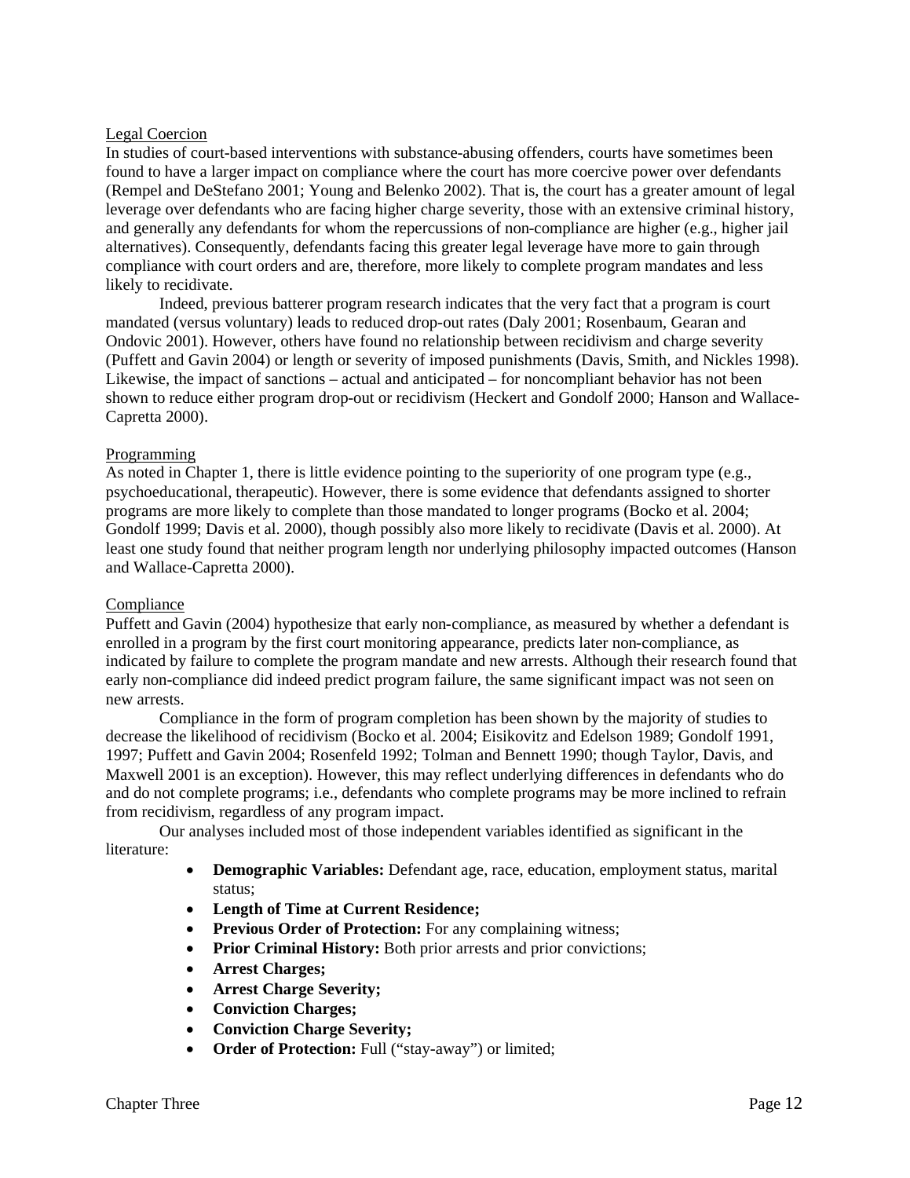Legal Coercion

In studies of court-based interventions with substance-abusing offenders, courts have sometimes been found to have a larger impact on compliance where the court has more coercive power over defendants (Rempel and DeStefano 2001; Young and Belenko 2002). That is, the court has a greater amount of legal leverage over defendants who are facing higher charge severity, those with an extensive criminal history, and generally any defendants for whom the repercussions of non-compliance are higher (e.g., higher jail alternatives). Consequently, defendants facing this greater legal leverage have more to gain through compliance with court orders and are, therefore, more likely to complete program mandates and less likely to recidivate.

Indeed, previous batterer program research indicates that the very fact that a program is court mandated (versus voluntary) leads to reduced drop-out rates (Daly 2001; Rosenbaum, Gearan and Ondovic 2001). However, others have found no relationship between recidivism and charge severity (Puffett and Gavin 2004) or length or severity of imposed punishments (Davis, Smith, and Nickles 1998). Likewise, the impact of sanctions – actual and anticipated – for noncompliant behavior has not been shown to reduce either program drop-out or recidivism (Heckert and Gondolf 2000; Hanson and Wallace-Capretta 2000).

Programming

As noted in Chapter 1, there is little evidence pointing to the superiority of one program type (e.g., psychoeducational, therapeutic). However, there is some evidence that defendants assigned to shorter programs are more likely to complete than those mandated to longer programs (Bocko et al. 2004; Gondolf 1999; Davis et al. 2000), though possibly also more likely to recidivate (Davis et al. 2000). At least one study found that neither program length nor underlying philosophy impacted outcomes (Hanson and Wallace-Capretta 2000).

Compliance

Puffett and Gavin (2004) hypothesize that early non-compliance, as measured by whether a defendant is enrolled in a program by the first court monitoring appearance, predicts later non-compliance, as indicated by failure to complete the program mandate and new arrests. Although their research found that early non-compliance did indeed predict program failure, the same significant impact was not seen on new arrests.

Compliance in the form of program completion has been shown by the majority of studies to decrease the likelihood of recidivism (Bocko et al. 2004; Eisikovitz and Edelson 1989; Gondolf 1991, 1997; Puffett and Gavin 2004; Rosenfeld 1992; Tolman and Bennett 1990; though Taylor, Davis, and Maxwell 2001 is an exception). However, this may reflect underlying differences in defendants who do and do not complete programs; i.e., defendants who complete programs may be more inclined to refrain from recidivism, regardless of any program impact.

Our analyses included most of those independent variables identified as significant in the literature:

- **Demographic Variables:** Defendant age, race, education, employment status, marital status;
- **Length of Time at Current Residence;**
- **Previous Order of Protection:** For any complaining witness;
- **Prior Criminal History:** Both prior arrests and prior convictions;
- **Arrest Charges;**
- **Arrest Charge Severity;**
- **Conviction Charges;**
- **Conviction Charge Severity;**
- **Order of Protection:** Full ("stay-away") or limited;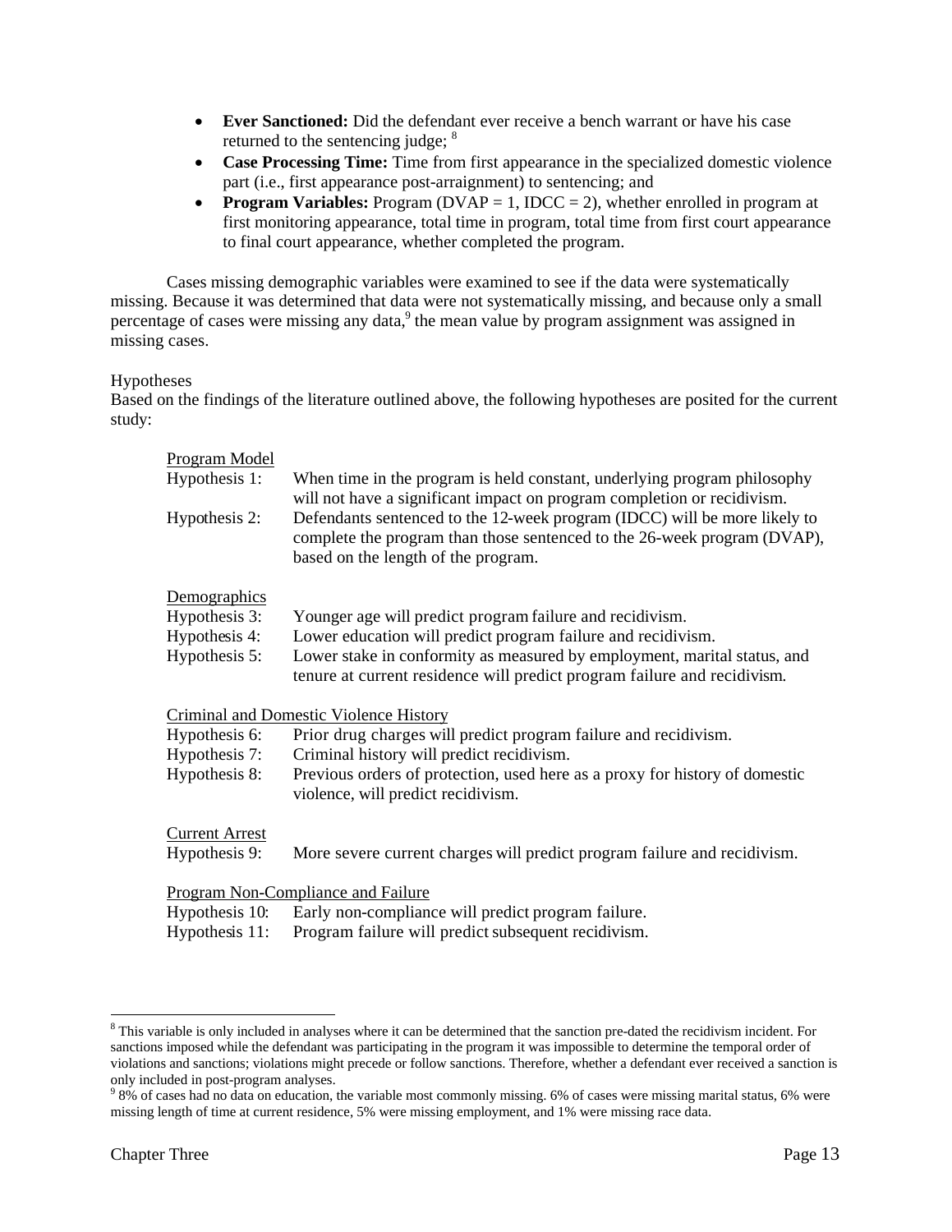- **Ever Sanctioned:** Did the defendant ever receive a bench warrant or have his case returned to the sentencing judge; [8]
- **Case Processing Time:** Time from first appearance in the specialized domestic violence part (i.e., first appearance post-arraignment) to sentencing; and
- **Program Variables:** Program (DVAP = 1, IDCC = 2), whether enrolled in program at first monitoring appearance, total time in program, total time from first court appearance to final court appearance, whether completed the program.

Cases missing demographic variables were examined to see if the data were systematically missing. Because it was determined that data were not systematically missing, and because only a small percentage of cases were missing any data,[9] the mean value by program assignment was assigned in missing cases.

Hypotheses

Based on the findings of the literature outlined above, the following hypotheses are posited for the current study:

Program Model

Hypothesis 1: When time in the program is held constant, underlying program philosophy will not have a significant impact on program completion or recidivism.

Hypothesis 2: Defendants sentenced to the 12-week program (IDCC) will be more likely to complete the program than those sentenced to the 26-week program (DVAP), based on the length of the program.

Demographics

Hypothesis 3: Younger age will predict program failure and recidivism.

Hypothesis 4: Lower education will predict program failure and recidivism.

Hypothesis 5: Lower stake in conformity as measured by employment, marital status, and tenure at current residence will predict program failure and recidivism.

Criminal and Domestic Violence History

Hypothesis 6: Prior drug charges will predict program failure and recidivism.

Hypothesis 7: Criminal history will predict recidivism.

Hypothesis 8: Previous orders of protection, used here as a proxy for history of domestic violence, will predict recidivism.

Current Arrest

Hypothesis 9: More severe current charges will predict program failure and recidivism.

Program Non-Compliance and Failure

Hypothesis 10: Early non-compliance will predict program failure.

Hypothesis 11: Program failure will predict subsequent recidivism.

---

[8] This variable is only included in analyses where it can be determined that the sanction pre-dated the recidivism incident. For sanctions imposed while the defendant was participating in the program it was impossible to determine the temporal order of violations and sanctions; violations might precede or follow sanctions. Therefore, whether a defendant ever received a sanction is only included in post-program analyses.

[9] 8% of cases had no data on education, the variable most commonly missing. 6% of cases were missing marital status, 6% were missing length of time at current residence, 5% were missing employment, and 1% were missing race data.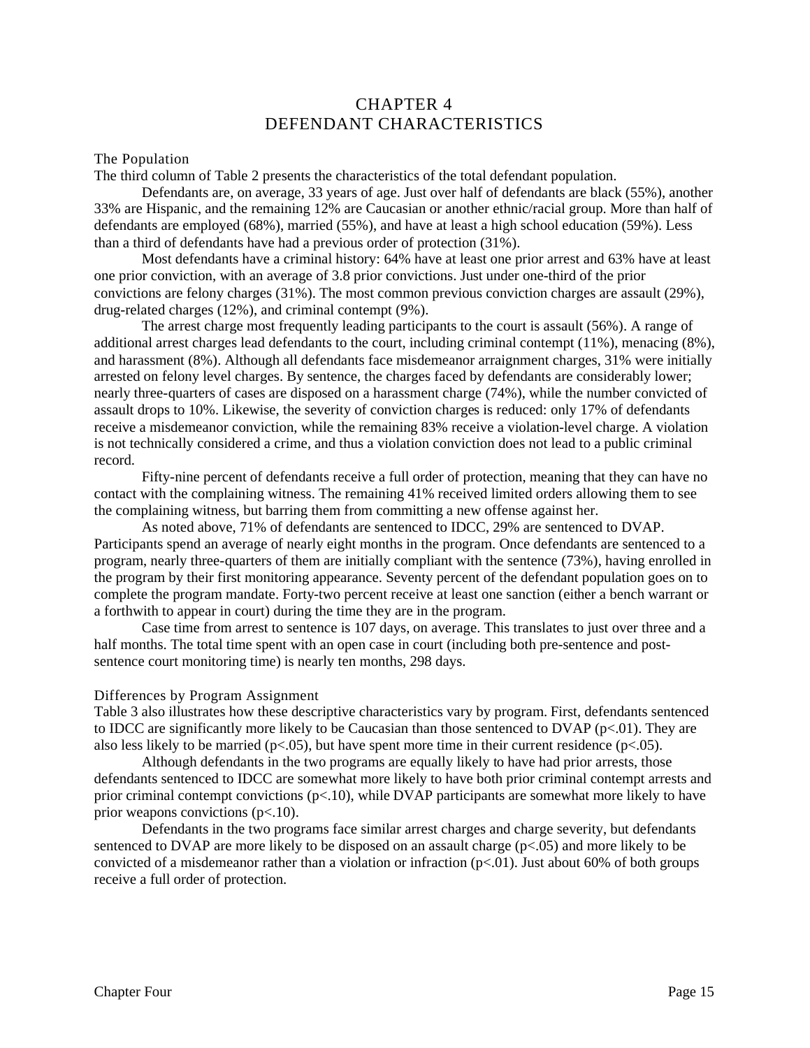# CHAPTER 4
# DEFENDANT CHARACTERISTICS

## The Population

The third column of Table 2 presents the characteristics of the total defendant population.

Defendants are, on average, 33 years of age. Just over half of defendants are black (55%), another 33% are Hispanic, and the remaining 12% are Caucasian or another ethnic/racial group. More than half of defendants are employed (68%), married (55%), and have at least a high school education (59%). Less than a third of defendants have had a previous order of protection (31%).

Most defendants have a criminal history: 64% have at least one prior arrest and 63% have at least one prior conviction, with an average of 3.8 prior convictions. Just under one-third of the prior convictions are felony charges (31%). The most common previous conviction charges are assault (29%), drug-related charges (12%), and criminal contempt (9%).

The arrest charge most frequently leading participants to the court is assault (56%). A range of additional arrest charges lead defendants to the court, including criminal contempt (11%), menacing (8%), and harassment (8%). Although all defendants face misdemeanor arraignment charges, 31% were initially arrested on felony level charges. By sentence, the charges faced by defendants are considerably lower; nearly three-quarters of cases are disposed on a harassment charge (74%), while the number convicted of assault drops to 10%. Likewise, the severity of conviction charges is reduced: only 17% of defendants receive a misdemeanor conviction, while the remaining 83% receive a violation-level charge. A violation is not technically considered a crime, and thus a violation conviction does not lead to a public criminal record.

Fifty-nine percent of defendants receive a full order of protection, meaning that they can have no contact with the complaining witness. The remaining 41% received limited orders allowing them to see the complaining witness, but barring them from committing a new offense against her.

As noted above, 71% of defendants are sentenced to IDCC, 29% are sentenced to DVAP. Participants spend an average of nearly eight months in the program. Once defendants are sentenced to a program, nearly three-quarters of them are initially compliant with the sentence (73%), having enrolled in the program by their first monitoring appearance. Seventy percent of the defendant population goes on to complete the program mandate. Forty-two percent receive at least one sanction (either a bench warrant or a forthwith to appear in court) during the time they are in the program.

Case time from arrest to sentence is 107 days, on average. This translates to just over three and a half months. The total time spent with an open case in court (including both pre-sentence and post-sentence court monitoring time) is nearly ten months, 298 days.

## Differences by Program Assignment

Table 3 also illustrates how these descriptive characteristics vary by program. First, defendants sentenced to IDCC are significantly more likely to be Caucasian than those sentenced to DVAP ($p<.01$). They are also less likely to be married ($p<.05$), but have spent more time in their current residence ($p<.05$).

Although defendants in the two programs are equally likely to have had prior arrests, those defendants sentenced to IDCC are somewhat more likely to have both prior criminal contempt arrests and prior criminal contempt convictions ($p<.10$), while DVAP participants are somewhat more likely to have prior weapons convictions ($p<.10$).

Defendants in the two programs face similar arrest charges and charge severity, but defendants sentenced to DVAP are more likely to be disposed on an assault charge ($p<.05$) and more likely to be convicted of a misdemeanor rather than a violation or infraction ($p<.01$). Just about 60% of both groups receive a full order of protection.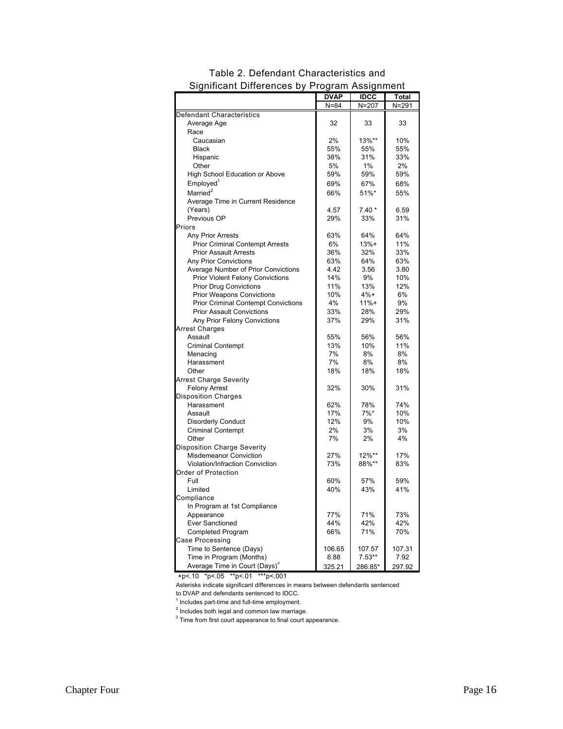Table 2. Defendant Characteristics and Significant Differences by Program Assignment

| | DVAP | IDCC | Total |
|---|---|---|---|
| | N=84 | N=207 | N=291 |
| **Defendant Characteristics** | | | |
| Average Age | 32 | 33 | 33 |
| Race | | | |
| Caucasian | 2% | 13%** | 10% |
| Black | 55% | 55% | 55% |
| Hispanic | 38% | 31% | 33% |
| Other | 5% | 1% | 2% |
| High School Education or Above | 59% | 59% | 59% |
| Employed[1] | 69% | 67% | 68% |
| Married[2] | 66% | 51%* | 55% |
| Average Time in Current Residence (Years) | 4.57 | 7.40 * | 6.59 |
| Previous OP | 29% | 33% | 31% |
| **Priors** | | | |
| Any Prior Arrests | 63% | 64% | 64% |
| Prior Criminal Contempt Arrests | 6% | 13%+ | 11% |
| Prior Assault Arrests | 36% | 32% | 33% |
| Any Prior Convictions | 63% | 64% | 63% |
| Average Number of Prior Convictions | 4.42 | 3.56 | 3.80 |
| Prior Violent Felony Convictions | 14% | 9% | 10% |
| Prior Drug Convictions | 11% | 13% | 12% |
| Prior Weapons Convictions | 10% | 4%+ | 6% |
| Prior Criminal Contempt Convictions | 4% | 11%+ | 9% |
| Prior Assault Convictions | 33% | 28% | 29% |
| Any Prior Felony Convictions | 37% | 29% | 31% |
| **Arrest Charges** | | | |
| Assault | 55% | 56% | 56% |
| Criminal Contempt | 13% | 10% | 11% |
| Menacing | 7% | 8% | 8% |
| Harassment | 7% | 8% | 8% |
| Other | 18% | 18% | 18% |
| **Arrest Charge Severity** | | | |
| Felony Arrest | 32% | 30% | 31% |
| **Disposition Charges** | | | |
| Harassment | 62% | 78% | 74% |
| Assault | 17% | 7%* | 10% |
| Disorderly Conduct | 12% | 9% | 10% |
| Criminal Contempt | 2% | 3% | 3% |
| Other | 7% | 2% | 4% |
| **Disposition Charge Severity** | | | |
| Misdemeanor Conviction | 27% | 12%** | 17% |
| Violation/Infraction Conviction | 73% | 88%** | 83% |
| **Order of Protection** | | | |
| Full | 60% | 57% | 59% |
| Limited | 40% | 43% | 41% |
| **Compliance** | | | |
| In Program at 1st Compliance Appearance | 77% | 71% | 73% |
| Ever Sanctioned | 44% | 42% | 42% |
| Completed Program | 66% | 71% | 70% |
| **Case Processing** | | | |
| Time to Sentence (Days) | 106.65 | 107.57 | 107.31 |
| Time in Program (Months) | 8.88 | 7.53** | 7.92 |
| Average Time in Court (Days)[3] | 325.21 | 286.85* | 297.92 |

+p<.10 *p<.05 **p<.01 ***p<.001

Asterisks indicate significant differences in means between defendants sentenced to DVAP and defendants sentenced to IDCC.

[1] Includes part-time and full-time employment.

[2] Includes both legal and common law marriage.

[3] Time from first court appearance to final court appearance.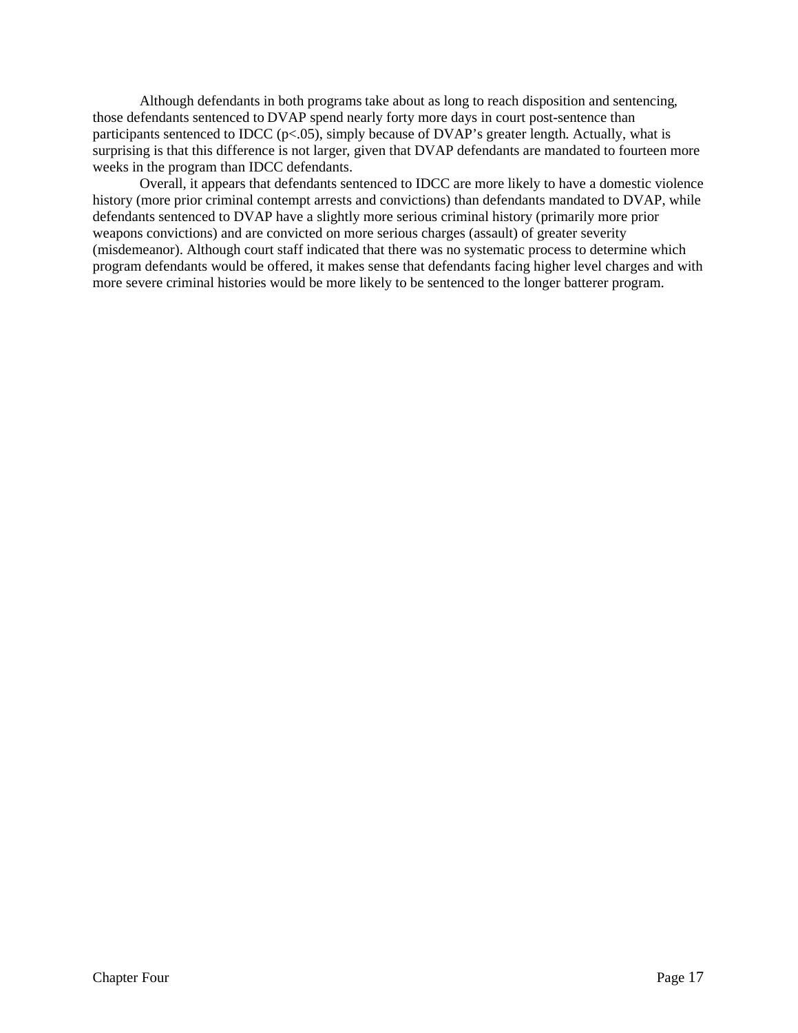Although defendants in both programs take about as long to reach disposition and sentencing, those defendants sentenced to DVAP spend nearly forty more days in court post-sentence than participants sentenced to IDCC ($p<.05$), simply because of DVAP's greater length. Actually, what is surprising is that this difference is not larger, given that DVAP defendants are mandated to fourteen more weeks in the program than IDCC defendants.

Overall, it appears that defendants sentenced to IDCC are more likely to have a domestic violence history (more prior criminal contempt arrests and convictions) than defendants mandated to DVAP, while defendants sentenced to DVAP have a slightly more serious criminal history (primarily more prior weapons convictions) and are convicted on more serious charges (assault) of greater severity (misdemeanor). Although court staff indicated that there was no systematic process to determine which program defendants would be offered, it makes sense that defendants facing higher level charges and with more severe criminal histories would be more likely to be sentenced to the longer batterer program.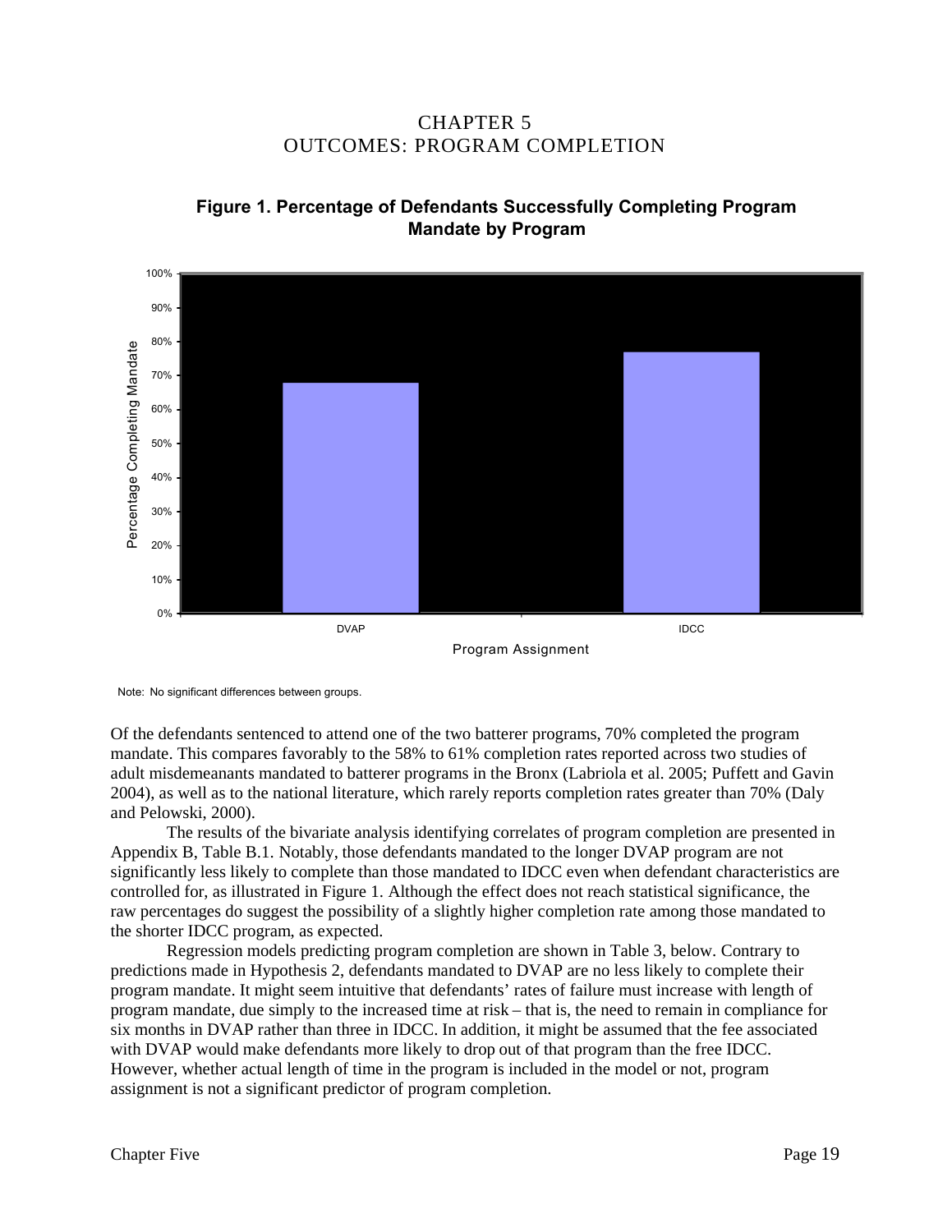# CHAPTER 5
# OUTCOMES: PROGRAM COMPLETION

**Figure 1. Percentage of Defendants Successfully Completing Program Mandate by Program**

Note: No significant differences between groups.

Of the defendants sentenced to attend one of the two batterer programs, 70% completed the program mandate. This compares favorably to the 58% to 61% completion rates reported across two studies of adult misdemeanants mandated to batterer programs in the Bronx (Labriola et al. 2005; Puffett and Gavin 2004), as well as to the national literature, which rarely reports completion rates greater than 70% (Daly and Pelowski, 2000).

The results of the bivariate analysis identifying correlates of program completion are presented in Appendix B, Table B.1. Notably, those defendants mandated to the longer DVAP program are not significantly less likely to complete than those mandated to IDCC even when defendant characteristics are controlled for, as illustrated in Figure 1. Although the effect does not reach statistical significance, the raw percentages do suggest the possibility of a slightly higher completion rate among those mandated to the shorter IDCC program, as expected.

Regression models predicting program completion are shown in Table 3, below. Contrary to predictions made in Hypothesis 2, defendants mandated to DVAP are no less likely to complete their program mandate. It might seem intuitive that defendants' rates of failure must increase with length of program mandate, due simply to the increased time at risk – that is, the need to remain in compliance for six months in DVAP rather than three in IDCC. In addition, it might be assumed that the fee associated with DVAP would make defendants more likely to drop out of that program than the free IDCC. However, whether actual length of time in the program is included in the model or not, program assignment is not a significant predictor of program completion.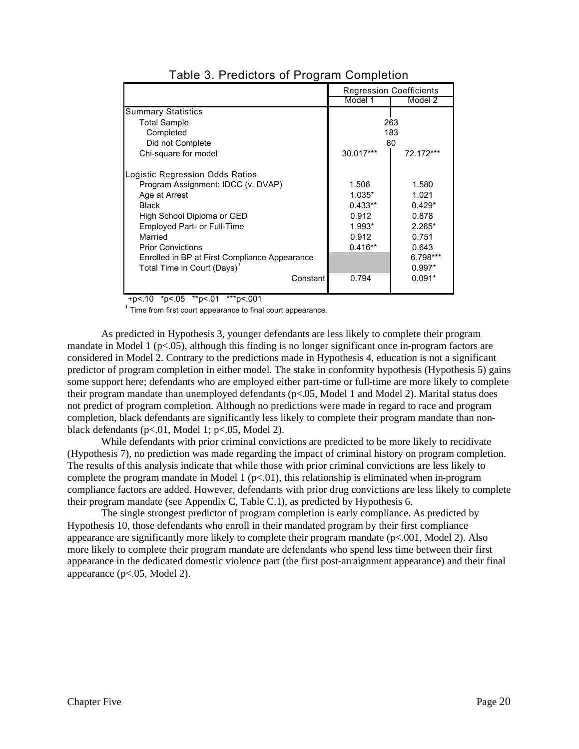Table 3. Predictors of Program Completion

| | Regression Coefficients | |
|---|---|---|
| | Model 1 | Model 2 |
| **Summary Statistics** | | |
| Total Sample | 263 | |
| Completed | 183 | |
| Did not Complete | 80 | |
| Chi-square for model | 30.017*** | 72.172*** |
| **Logistic Regression Odds Ratios** | | |
| Program Assignment: IDCC (v. DVAP) | 1.506 | 1.580 |
| Age at Arrest | 1.035* | 1.021 |
| Black | 0.433** | 0.429* |
| High School Diploma or GED | 0.912 | 0.878 |
| Employed Part- or Full-Time | 1.993* | 2.265* |
| Married | 0.912 | 0.751 |
| Prior Convictions | 0.416** | 0.643 |
| Enrolled in BP at First Compliance Appearance | | 6.798*** |
| Total Time in Court (Days)[1] | | 0.997* |
| Constant | 0.794 | 0.091* |

+p<.10 *p<.05 **p<.01 ***p<.001

[1] Time from first court appearance to final court appearance.

As predicted in Hypothesis 3, younger defendants are less likely to complete their program mandate in Model 1 ($p<.05$), although this finding is no longer significant once in-program factors are considered in Model 2. Contrary to the predictions made in Hypothesis 4, education is not a significant predictor of program completion in either model. The stake in conformity hypothesis (Hypothesis 5) gains some support here; defendants who are employed either part-time or full-time are more likely to complete their program mandate than unemployed defendants ($p<.05$, Model 1 and Model 2). Marital status does not predict of program completion. Although no predictions were made in regard to race and program completion, black defendants are significantly less likely to complete their program mandate than non-black defendants ($p<.01$, Model 1; $p<.05$, Model 2).

While defendants with prior criminal convictions are predicted to be more likely to recidivate (Hypothesis 7), no prediction was made regarding the impact of criminal history on program completion. The results of this analysis indicate that while those with prior criminal convictions are less likely to complete the program mandate in Model 1 ($p<.01$), this relationship is eliminated when in-program compliance factors are added. However, defendants with prior drug convictions are less likely to complete their program mandate (see Appendix C, Table C.1), as predicted by Hypothesis 6.

The single strongest predictor of program completion is early compliance. As predicted by Hypothesis 10, those defendants who enroll in their mandated program by their first compliance appearance are significantly more likely to complete their program mandate ($p<.001$, Model 2). Also more likely to complete their program mandate are defendants who spend less time between their first appearance in the dedicated domestic violence part (the first post-arraignment appearance) and their final appearance ($p<.05$, Model 2).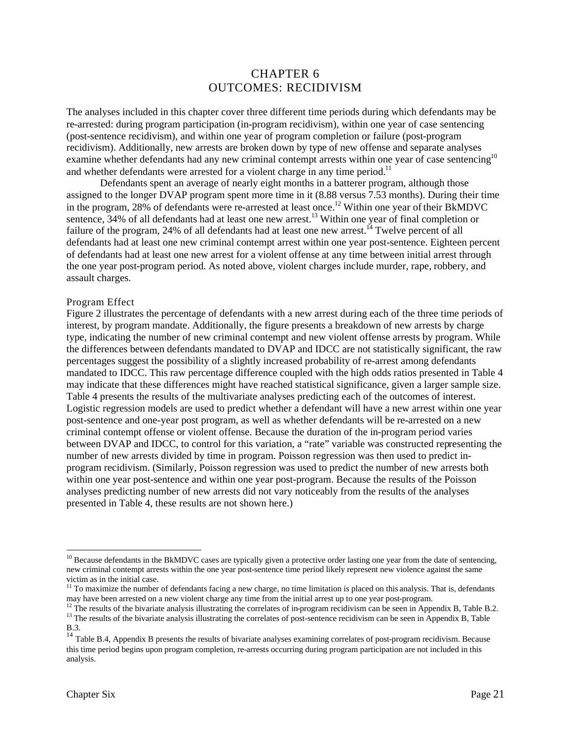# CHAPTER 6
# OUTCOMES: RECIDIVISM

The analyses included in this chapter cover three different time periods during which defendants may be re-arrested: during program participation (in-program recidivism), within one year of case sentencing (post-sentence recidivism), and within one year of program completion or failure (post-program recidivism). Additionally, new arrests are broken down by type of new offense and separate analyses examine whether defendants had any new criminal contempt arrests within one year of case sentencing[10] and whether defendants were arrested for a violent charge in any time period.[11]

Defendants spent an average of nearly eight months in a batterer program, although those assigned to the longer DVAP program spent more time in it (8.88 versus 7.53 months). During their time in the program, 28% of defendants were re-arrested at least once.[12] Within one year of their BkMDVC sentence, 34% of all defendants had at least one new arrest.[13] Within one year of final completion or failure of the program, 24% of all defendants had at least one new arrest.[14] Twelve percent of all defendants had at least one new criminal contempt arrest within one year post-sentence. Eighteen percent of defendants had at least one new arrest for a violent offense at any time between initial arrest through the one year post-program period. As noted above, violent charges include murder, rape, robbery, and assault charges.

## Program Effect

Figure 2 illustrates the percentage of defendants with a new arrest during each of the three time periods of interest, by program mandate. Additionally, the figure presents a breakdown of new arrests by charge type, indicating the number of new criminal contempt and new violent offense arrests by program. While the differences between defendants mandated to DVAP and IDCC are not statistically significant, the raw percentages suggest the possibility of a slightly increased probability of re-arrest among defendants mandated to IDCC. This raw percentage difference coupled with the high odds ratios presented in Table 4 may indicate that these differences might have reached statistical significance, given a larger sample size. Table 4 presents the results of the multivariate analyses predicting each of the outcomes of interest. Logistic regression models are used to predict whether a defendant will have a new arrest within one year post-sentence and one-year post program, as well as whether defendants will be re-arrested on a new criminal contempt offense or violent offense. Because the duration of the in-program period varies between DVAP and IDCC, to control for this variation, a "rate" variable was constructed representing the number of new arrests divided by time in program. Poisson regression was then used to predict in-program recidivism. (Similarly, Poisson regression was used to predict the number of new arrests both within one year post-sentence and within one year post-program. Because the results of the Poisson analyses predicting number of new arrests did not vary noticeably from the results of the analyses presented in Table 4, these results are not shown here.)

---

[10] Because defendants in the BkMDVC cases are typically given a protective order lasting one year from the date of sentencing, new criminal contempt arrests within the one year post-sentence time period likely represent new violence against the same victim as in the initial case.

[11] To maximize the number of defendants facing a new charge, no time limitation is placed on this analysis. That is, defendants may have been arrested on a new violent charge any time from the initial arrest up to one year post-program.

[12] The results of the bivariate analysis illustrating the correlates of in-program recidivism can be seen in Appendix B, Table B.2.

[13] The results of the bivariate analysis illustrating the correlates of post-sentence recidivism can be seen in Appendix B, Table B.3.

[14] Table B.4, Appendix B presents the results of bivariate analyses examining correlates of post-program recidivism. Because this time period begins upon program completion, re-arrests occurring during program participation are not included in this analysis.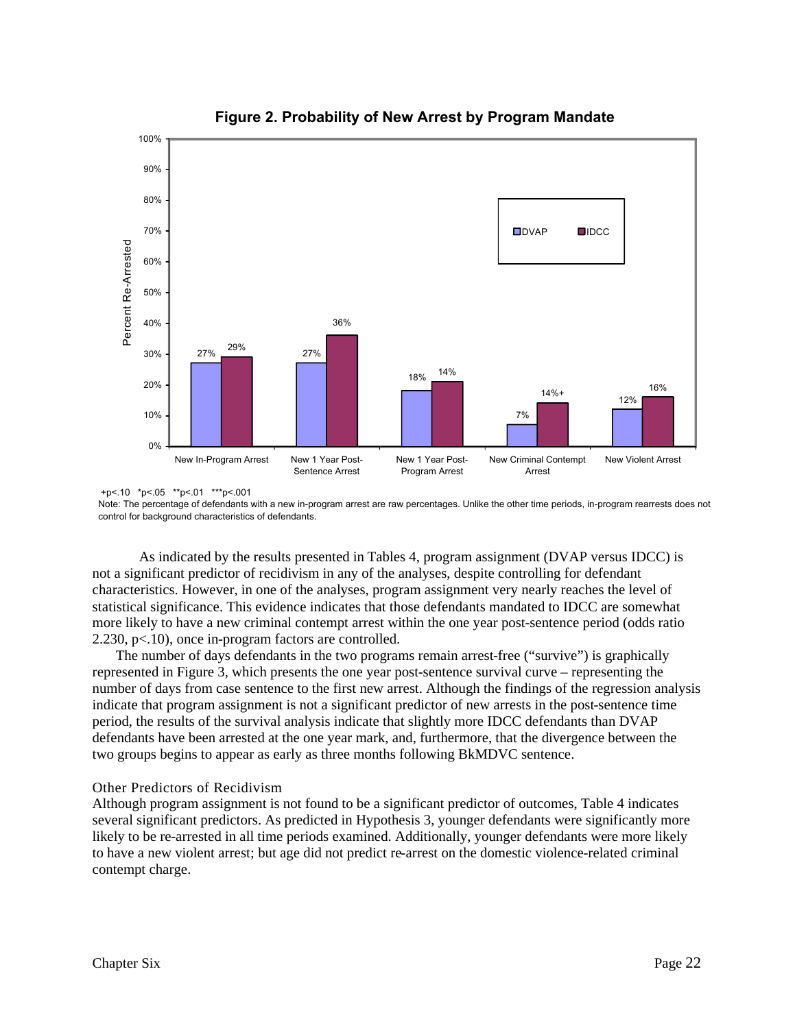**Figure 2. Probability of New Arrest by Program Mandate**

| Percent Re-Arrested | DVAP | IDCC |
|---|---|---|
| New In-Program Arrest | 27% | 29% |
| New 1 Year Post-Sentence Arrest | 27% | 36% |
| New 1 Year Post-Program Arrest | 18% | 14% |
| New Criminal Contempt Arrest | 7% | 14%+ |
| New Violent Arrest | 12% | 16% |

+p<.10 *p<.05 **p<.01 ***p<.001

Note: The percentage of defendants with a new in-program arrest are raw percentages. Unlike the other time periods, in-program rearrests does not control for background characteristics of defendants.

As indicated by the results presented in Tables 4, program assignment (DVAP versus IDCC) is not a significant predictor of recidivism in any of the analyses, despite controlling for defendant characteristics. However, in one of the analyses, program assignment very nearly reaches the level of statistical significance. This evidence indicates that those defendants mandated to IDCC are somewhat more likely to have a new criminal contempt arrest within the one year post-sentence period (odds ratio 2.230, $p<.10$), once in-program factors are controlled.

The number of days defendants in the two programs remain arrest-free ("survive") is graphically represented in Figure 3, which presents the one year post-sentence survival curve – representing the number of days from case sentence to the first new arrest. Although the findings of the regression analysis indicate that program assignment is not a significant predictor of new arrests in the post-sentence time period, the results of the survival analysis indicate that slightly more IDCC defendants than DVAP defendants have been arrested at the one year mark, and, furthermore, that the divergence between the two groups begins to appear as early as three months following BkMDVC sentence.

### Other Predictors of Recidivism

Although program assignment is not found to be a significant predictor of outcomes, Table 4 indicates several significant predictors. As predicted in Hypothesis 3, younger defendants were significantly more likely to be re-arrested in all time periods examined. Additionally, younger defendants were more likely to have a new violent arrest; but age did not predict re-arrest on the domestic violence-related criminal contempt charge.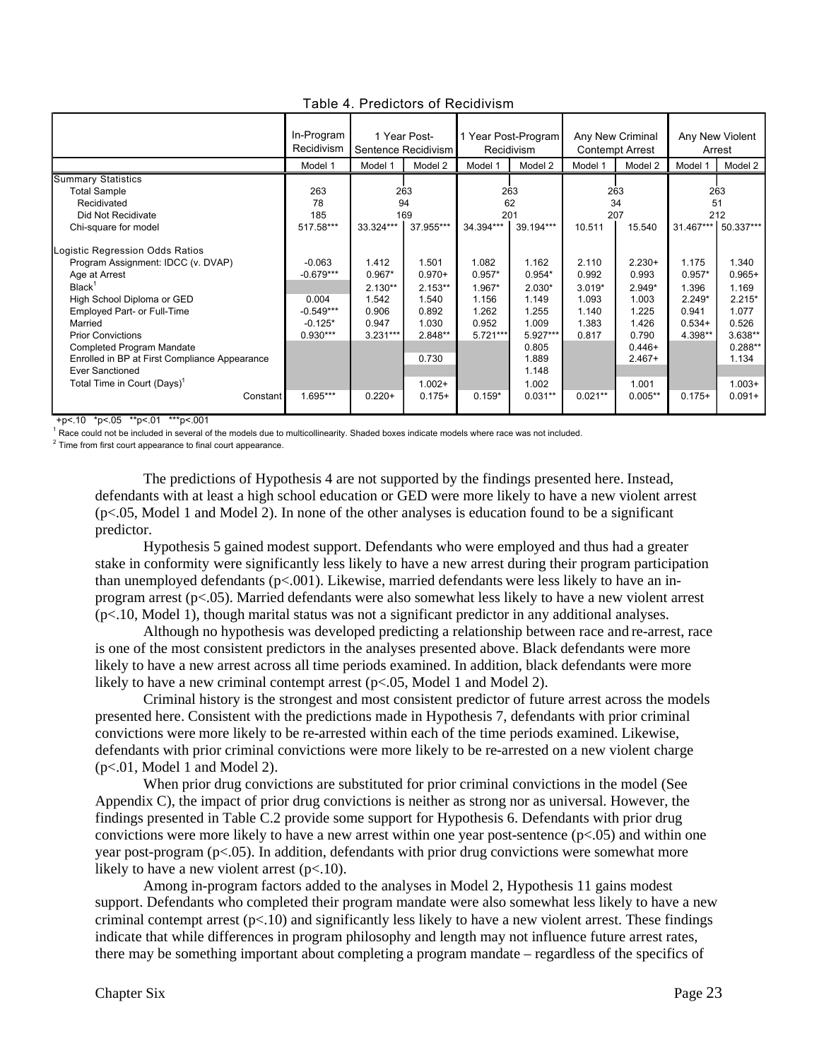Table 4. Predictors of Recidivism

| | In-Program Recidivism | 1 Year Post-Sentence Recidivism | | 1 Year Post-Program Recidivism | | Any New Criminal Contempt Arrest | | Any New Violent Arrest | |
|---|---|---|---|---|---|---|---|---|---|
| | Model 1 | Model 1 | Model 2 | Model 1 | Model 2 | Model 1 | Model 2 | Model 1 | Model 2 |
| Summary Statistics | | | | | | | | | |
| Total Sample | 263 | 263 | | 263 | | 263 | | 263 | |
| Recidivated | 78 | 94 | | 62 | | 34 | | 51 | |
| Did Not Recidivate | 185 | 169 | | 201 | | 207 | | 212 | |
| Chi-square for model | 517.58*** | 33.324*** | 37.955*** | 34.394*** | 39.194*** | 10.511 | 15.540 | 31.467*** | 50.337*** |
| Logistic Regression Odds Ratios | | | | | | | | | |
| Program Assignment: IDCC (v. DVAP) | -0.063 | 1.412 | 1.501 | 1.082 | 1.162 | 2.110 | 2.230+ | 1.175 | 1.340 |
| Age at Arrest | -0.679*** | 0.967* | 0.970+ | 0.957* | 0.954* | 0.992 | 0.993 | 0.957* | 0.965+ |
| Black[1] | | 2.130** | 2.153** | 1.967* | 2.030* | 3.019* | 2.949* | 1.396 | 1.169 |
| High School Diploma or GED | 0.004 | 1.542 | 1.540 | 1.156 | 1.149 | 1.093 | 1.003 | 2.249* | 2.215* |
| Employed Part- or Full-Time | -0.549*** | 0.906 | 0.892 | 1.262 | 1.255 | 1.140 | 1.225 | 0.941 | 1.077 |
| Married | -0.125* | 0.947 | 1.030 | 0.952 | 1.009 | 1.383 | 1.426 | 0.534+ | 0.526 |
| Prior Convictions | 0.930*** | 3.231*** | 2.848** | 5.721*** | 5.927*** | 0.817 | 0.790 | 4.398** | 3.638** |
| Completed Program Mandate | | | | | 0.805 | | 0.446+ | | 0.288** |
| Enrolled in BP at First Compliance Appearance | | | 0.730 | | 1.889 | | 2.467+ | | 1.134 |
| Ever Sanctioned | | | | | 1.148 | | | | |
| Total Time in Court (Days)[1] | | | 1.002+ | | 1.002 | | 1.001 | | 1.003+ |
| Constant | 1.695*** | 0.220+ | 0.175+ | 0.159* | 0.031** | 0.021** | 0.005** | 0.175+ | 0.091+ |

+p<.10 *p<.05 **p<.01 ***p<.001

[1] Race could not be included in several of the models due to multicollinearity. Shaded boxes indicate models where race was not included.

[2] Time from first court appearance to final court appearance.

The predictions of Hypothesis 4 are not supported by the findings presented here. Instead, defendants with at least a high school education or GED were more likely to have a new violent arrest (p<.05, Model 1 and Model 2). In none of the other analyses is education found to be a significant predictor.

Hypothesis 5 gained modest support. Defendants who were employed and thus had a greater stake in conformity were significantly less likely to have a new arrest during their program participation than unemployed defendants (p<.001). Likewise, married defendants were less likely to have an in-program arrest (p<.05). Married defendants were also somewhat less likely to have a new violent arrest (p<.10, Model 1), though marital status was not a significant predictor in any additional analyses.

Although no hypothesis was developed predicting a relationship between race and re-arrest, race is one of the most consistent predictors in the analyses presented above. Black defendants were more likely to have a new arrest across all time periods examined. In addition, black defendants were more likely to have a new criminal contempt arrest (p<.05, Model 1 and Model 2).

Criminal history is the strongest and most consistent predictor of future arrest across the models presented here. Consistent with the predictions made in Hypothesis 7, defendants with prior criminal convictions were more likely to be re-arrested within each of the time periods examined. Likewise, defendants with prior criminal convictions were more likely to be re-arrested on a new violent charge (p<.01, Model 1 and Model 2).

When prior drug convictions are substituted for prior criminal convictions in the model (See Appendix C), the impact of prior drug convictions is neither as strong nor as universal. However, the findings presented in Table C.2 provide some support for Hypothesis 6. Defendants with prior drug convictions were more likely to have a new arrest within one year post-sentence (p<.05) and within one year post-program (p<.05). In addition, defendants with prior drug convictions were somewhat more likely to have a new violent arrest (p<.10).

Among in-program factors added to the analyses in Model 2, Hypothesis 11 gains modest support. Defendants who completed their program mandate were also somewhat less likely to have a new criminal contempt arrest (p<.10) and significantly less likely to have a new violent arrest. These findings indicate that while differences in program philosophy and length may not influence future arrest rates, there may be something important about completing a program mandate – regardless of the specifics of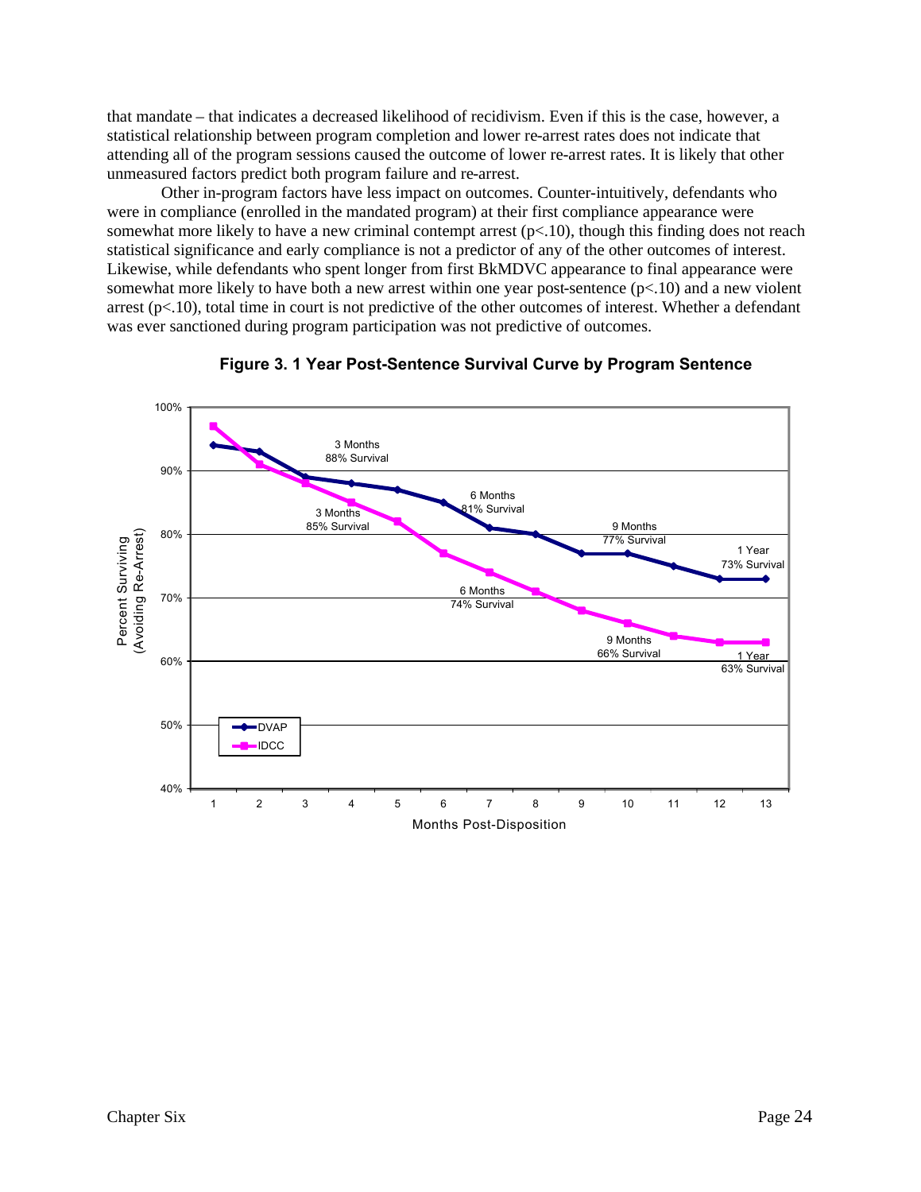that mandate – that indicates a decreased likelihood of recidivism. Even if this is the case, however, a statistical relationship between program completion and lower re-arrest rates does not indicate that attending all of the program sessions caused the outcome of lower re-arrest rates. It is likely that other unmeasured factors predict both program failure and re-arrest.

Other in-program factors have less impact on outcomes. Counter-intuitively, defendants who were in compliance (enrolled in the mandated program) at their first compliance appearance were somewhat more likely to have a new criminal contempt arrest ($p<.10$), though this finding does not reach statistical significance and early compliance is not a predictor of any of the other outcomes of interest. Likewise, while defendants who spent longer from first BkMDVC appearance to final appearance were somewhat more likely to have both a new arrest within one year post-sentence ($p<.10$) and a new violent arrest ($p<.10$), total time in court is not predictive of the other outcomes of interest. Whether a defendant was ever sanctioned during program participation was not predictive of outcomes.

**Figure 3. 1 Year Post-Sentence Survival Curve by Program Sentence**

| Months Post-Disposition | 1 | 2 | 3 | 4 | 5 | 6 | 7 | 8 | 9 | 10 | 11 | 12 | 13 |
|---|---|---|---|---|---|---|---|---|---|---|---|---|---|
| DVAP | 94% | 93% | 89% | 88% | 87% | 85% | 81% | 80% | 77% | 77% | 75% | 73% | 73% |
| IDCC | 97% | 91% | 88% | 85% | 82% | 77% | 74% | 71% | 68% | 66% | 64% | 63% | 63% |

Chart annotations — DVAP: 3 Months 88% Survival; 6 Months 81% Survival; 9 Months 77% Survival; 1 Year 73% Survival. IDCC: 3 Months 85% Survival; 6 Months 74% Survival; 9 Months 66% Survival; 1 Year 63% Survival.

Y-axis: Percent Surviving (Avoiding Re-Arrest); X-axis: Months Post-Disposition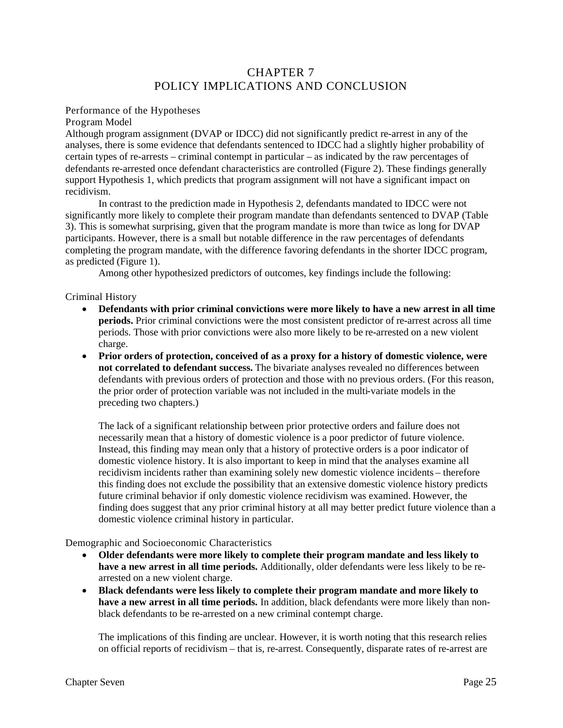# CHAPTER 7
# POLICY IMPLICATIONS AND CONCLUSION

## Performance of the Hypotheses

### Program Model

Although program assignment (DVAP or IDCC) did not significantly predict re-arrest in any of the analyses, there is some evidence that defendants sentenced to IDCC had a slightly higher probability of certain types of re-arrests – criminal contempt in particular – as indicated by the raw percentages of defendants re-arrested once defendant characteristics are controlled (Figure 2). These findings generally support Hypothesis 1, which predicts that program assignment will not have a significant impact on recidivism.

In contrast to the prediction made in Hypothesis 2, defendants mandated to IDCC were not significantly more likely to complete their program mandate than defendants sentenced to DVAP (Table 3). This is somewhat surprising, given that the program mandate is more than twice as long for DVAP participants. However, there is a small but notable difference in the raw percentages of defendants completing the program mandate, with the difference favoring defendants in the shorter IDCC program, as predicted (Figure 1).

Among other hypothesized predictors of outcomes, key findings include the following:

### Criminal History

- **Defendants with prior criminal convictions were more likely to have a new arrest in all time periods.** Prior criminal convictions were the most consistent predictor of re-arrest across all time periods. Those with prior convictions were also more likely to be re-arrested on a new violent charge.
- **Prior orders of protection, conceived of as a proxy for a history of domestic violence, were not correlated to defendant success.** The bivariate analyses revealed no differences between defendants with previous orders of protection and those with no previous orders. (For this reason, the prior order of protection variable was not included in the multi-variate models in the preceding two chapters.)

  The lack of a significant relationship between prior protective orders and failure does not necessarily mean that a history of domestic violence is a poor predictor of future violence. Instead, this finding may mean only that a history of protective orders is a poor indicator of domestic violence history. It is also important to keep in mind that the analyses examine all recidivism incidents rather than examining solely new domestic violence incidents – therefore this finding does not exclude the possibility that an extensive domestic violence history predicts future criminal behavior if only domestic violence recidivism was examined. However, the finding does suggest that any prior criminal history at all may better predict future violence than a domestic violence criminal history in particular.

### Demographic and Socioeconomic Characteristics

- **Older defendants were more likely to complete their program mandate and less likely to have a new arrest in all time periods.** Additionally, older defendants were less likely to be re-arrested on a new violent charge.
- **Black defendants were less likely to complete their program mandate and more likely to have a new arrest in all time periods.** In addition, black defendants were more likely than non-black defendants to be re-arrested on a new criminal contempt charge.

  The implications of this finding are unclear. However, it is worth noting that this research relies on official reports of recidivism – that is, re-arrest. Consequently, disparate rates of re-arrest are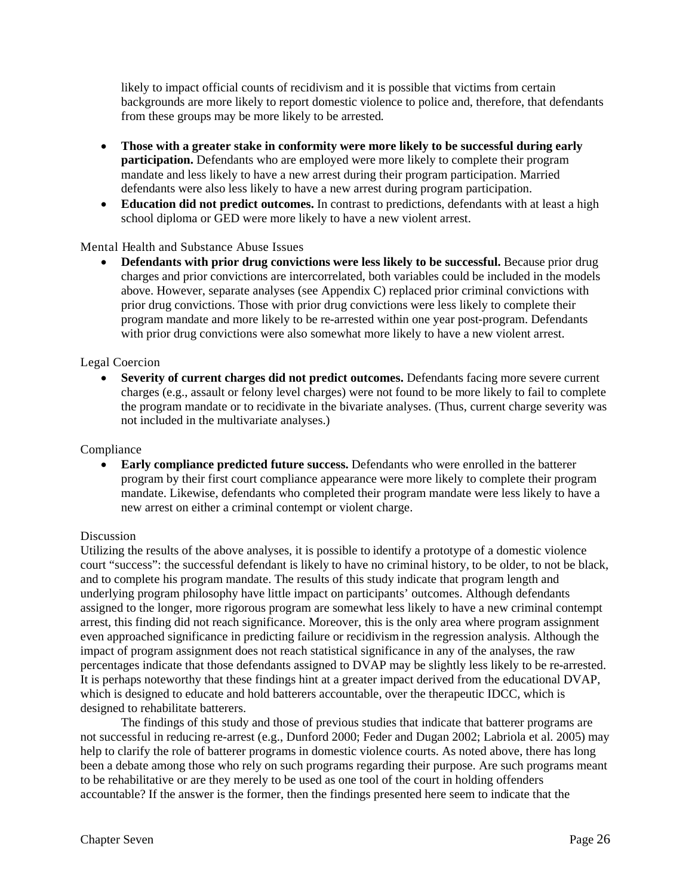likely to impact official counts of recidivism and it is possible that victims from certain backgrounds are more likely to report domestic violence to police and, therefore, that defendants from these groups may be more likely to be arrested.

- **Those with a greater stake in conformity were more likely to be successful during early participation.** Defendants who are employed were more likely to complete their program mandate and less likely to have a new arrest during their program participation. Married defendants were also less likely to have a new arrest during program participation.
- **Education did not predict outcomes.** In contrast to predictions, defendants with at least a high school diploma or GED were more likely to have a new violent arrest.

### Mental Health and Substance Abuse Issues

- **Defendants with prior drug convictions were less likely to be successful.** Because prior drug charges and prior convictions are intercorrelated, both variables could be included in the models above. However, separate analyses (see Appendix C) replaced prior criminal convictions with prior drug convictions. Those with prior drug convictions were less likely to complete their program mandate and more likely to be re-arrested within one year post-program. Defendants with prior drug convictions were also somewhat more likely to have a new violent arrest.

### Legal Coercion

- **Severity of current charges did not predict outcomes.** Defendants facing more severe current charges (e.g., assault or felony level charges) were not found to be more likely to fail to complete the program mandate or to recidivate in the bivariate analyses. (Thus, current charge severity was not included in the multivariate analyses.)

### Compliance

- **Early compliance predicted future success.** Defendants who were enrolled in the batterer program by their first court compliance appearance were more likely to complete their program mandate. Likewise, defendants who completed their program mandate were less likely to have a new arrest on either a criminal contempt or violent charge.

### Discussion

Utilizing the results of the above analyses, it is possible to identify a prototype of a domestic violence court "success": the successful defendant is likely to have no criminal history, to be older, to not be black, and to complete his program mandate. The results of this study indicate that program length and underlying program philosophy have little impact on participants' outcomes. Although defendants assigned to the longer, more rigorous program are somewhat less likely to have a new criminal contempt arrest, this finding did not reach significance. Moreover, this is the only area where program assignment even approached significance in predicting failure or recidivism in the regression analysis. Although the impact of program assignment does not reach statistical significance in any of the analyses, the raw percentages indicate that those defendants assigned to DVAP may be slightly less likely to be re-arrested. It is perhaps noteworthy that these findings hint at a greater impact derived from the educational DVAP, which is designed to educate and hold batterers accountable, over the therapeutic IDCC, which is designed to rehabilitate batterers.

The findings of this study and those of previous studies that indicate that batterer programs are not successful in reducing re-arrest (e.g., Dunford 2000; Feder and Dugan 2002; Labriola et al. 2005) may help to clarify the role of batterer programs in domestic violence courts. As noted above, there has long been a debate among those who rely on such programs regarding their purpose. Are such programs meant to be rehabilitative or are they merely to be used as one tool of the court in holding offenders accountable? If the answer is the former, then the findings presented here seem to indicate that the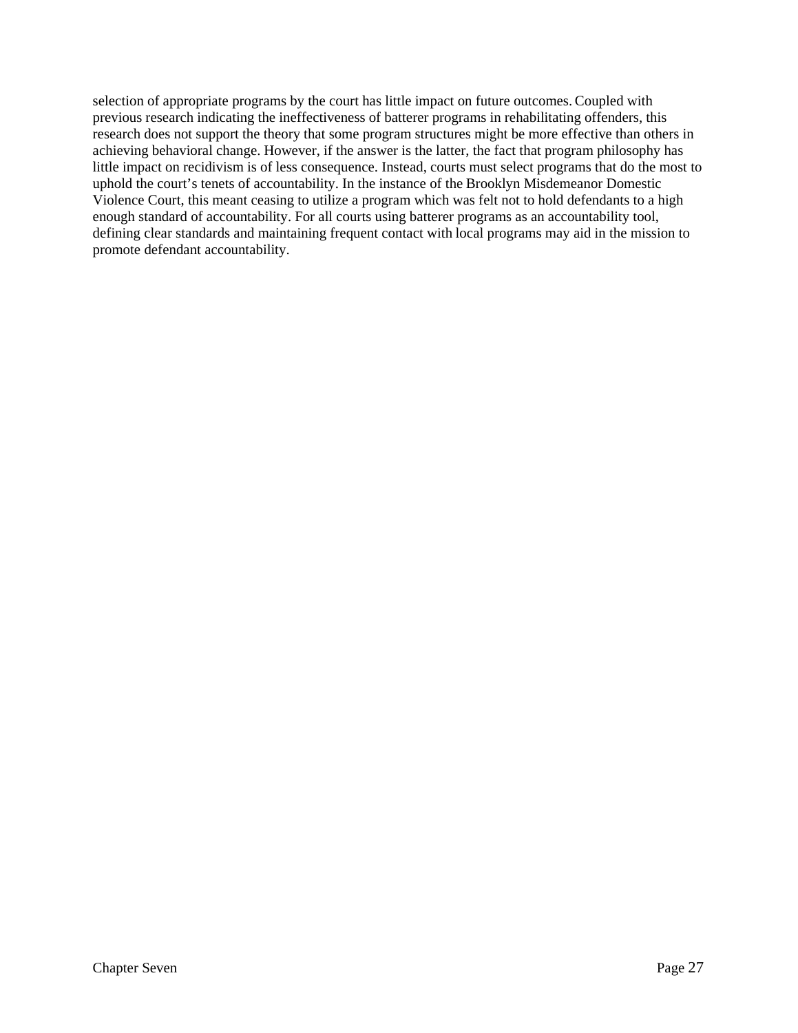selection of appropriate programs by the court has little impact on future outcomes. Coupled with previous research indicating the ineffectiveness of batterer programs in rehabilitating offenders, this research does not support the theory that some program structures might be more effective than others in achieving behavioral change. However, if the answer is the latter, the fact that program philosophy has little impact on recidivism is of less consequence. Instead, courts must select programs that do the most to uphold the court's tenets of accountability. In the instance of the Brooklyn Misdemeanor Domestic Violence Court, this meant ceasing to utilize a program which was felt not to hold defendants to a high enough standard of accountability. For all courts using batterer programs as an accountability tool, defining clear standards and maintaining frequent contact with local programs may aid in the mission to promote defendant accountability.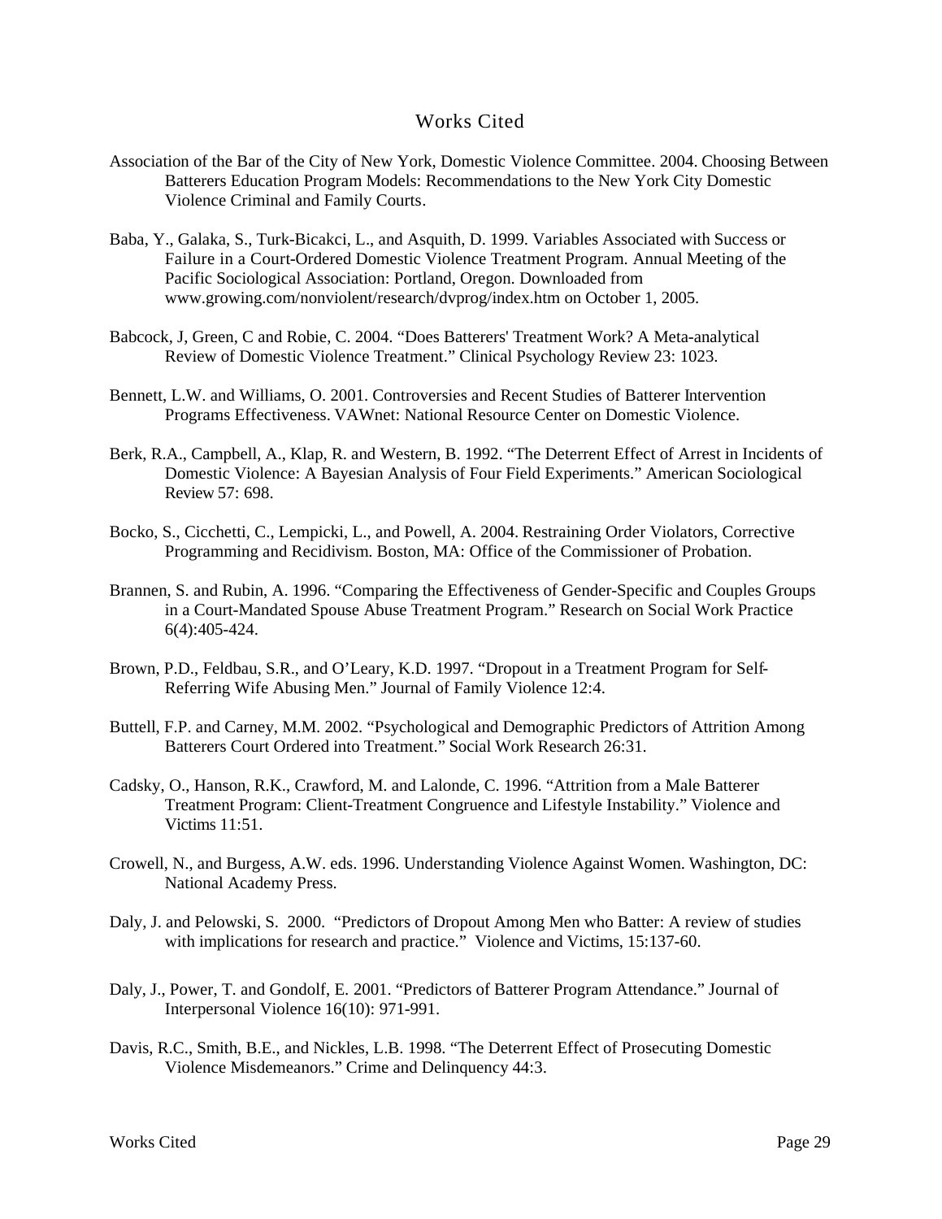# Works Cited

Association of the Bar of the City of New York, Domestic Violence Committee. 2004. Choosing Between Batterers Education Program Models: Recommendations to the New York City Domestic Violence Criminal and Family Courts.

Baba, Y., Galaka, S., Turk-Bicakci, L., and Asquith, D. 1999. Variables Associated with Success or Failure in a Court-Ordered Domestic Violence Treatment Program. Annual Meeting of the Pacific Sociological Association: Portland, Oregon. Downloaded from www.growing.com/nonviolent/research/dvprog/index.htm on October 1, 2005.

Babcock, J, Green, C and Robie, C. 2004. "Does Batterers' Treatment Work? A Meta-analytical Review of Domestic Violence Treatment." Clinical Psychology Review 23: 1023.

Bennett, L.W. and Williams, O. 2001. Controversies and Recent Studies of Batterer Intervention Programs Effectiveness. VAWnet: National Resource Center on Domestic Violence.

Berk, R.A., Campbell, A., Klap, R. and Western, B. 1992. "The Deterrent Effect of Arrest in Incidents of Domestic Violence: A Bayesian Analysis of Four Field Experiments." American Sociological Review 57: 698.

Bocko, S., Cicchetti, C., Lempicki, L., and Powell, A. 2004. Restraining Order Violators, Corrective Programming and Recidivism. Boston, MA: Office of the Commissioner of Probation.

Brannen, S. and Rubin, A. 1996. "Comparing the Effectiveness of Gender-Specific and Couples Groups in a Court-Mandated Spouse Abuse Treatment Program." Research on Social Work Practice 6(4):405-424.

Brown, P.D., Feldbau, S.R., and O'Leary, K.D. 1997. "Dropout in a Treatment Program for Self-Referring Wife Abusing Men." Journal of Family Violence 12:4.

Buttell, F.P. and Carney, M.M. 2002. "Psychological and Demographic Predictors of Attrition Among Batterers Court Ordered into Treatment." Social Work Research 26:31.

Cadsky, O., Hanson, R.K., Crawford, M. and Lalonde, C. 1996. "Attrition from a Male Batterer Treatment Program: Client-Treatment Congruence and Lifestyle Instability." Violence and Victims 11:51.

Crowell, N., and Burgess, A.W. eds. 1996. Understanding Violence Against Women. Washington, DC: National Academy Press.

Daly, J. and Pelowski, S. 2000. "Predictors of Dropout Among Men who Batter: A review of studies with implications for research and practice." Violence and Victims, 15:137-60.

Daly, J., Power, T. and Gondolf, E. 2001. "Predictors of Batterer Program Attendance." Journal of Interpersonal Violence 16(10): 971-991.

Davis, R.C., Smith, B.E., and Nickles, L.B. 1998. "The Deterrent Effect of Prosecuting Domestic Violence Misdemeanors." Crime and Delinquency 44:3.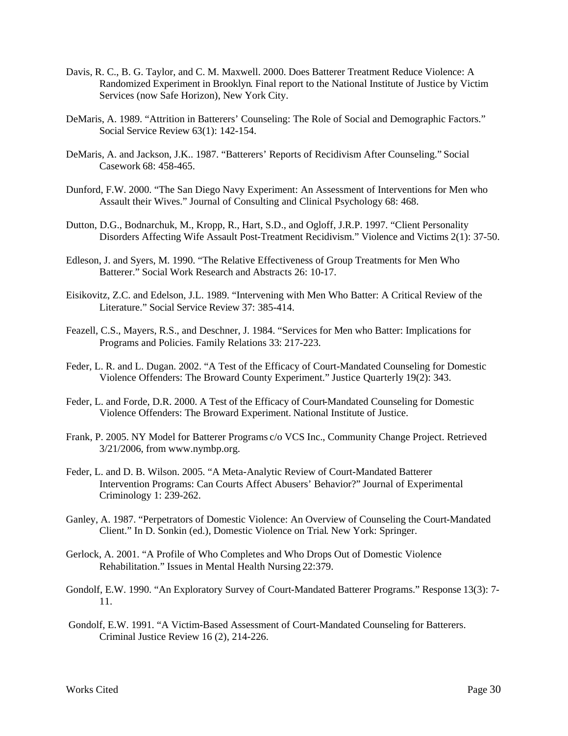Davis, R. C., B. G. Taylor, and C. M. Maxwell. 2000. Does Batterer Treatment Reduce Violence: A Randomized Experiment in Brooklyn. Final report to the National Institute of Justice by Victim Services (now Safe Horizon), New York City.

DeMaris, A. 1989. "Attrition in Batterers' Counseling: The Role of Social and Demographic Factors." Social Service Review 63(1): 142-154.

DeMaris, A. and Jackson, J.K.. 1987. "Batterers' Reports of Recidivism After Counseling." Social Casework 68: 458-465.

Dunford, F.W. 2000. "The San Diego Navy Experiment: An Assessment of Interventions for Men who Assault their Wives." Journal of Consulting and Clinical Psychology 68: 468.

Dutton, D.G., Bodnarchuk, M., Kropp, R., Hart, S.D., and Ogloff, J.R.P. 1997. "Client Personality Disorders Affecting Wife Assault Post-Treatment Recidivism." Violence and Victims 2(1): 37-50.

Edleson, J. and Syers, M. 1990. "The Relative Effectiveness of Group Treatments for Men Who Batterer." Social Work Research and Abstracts 26: 10-17.

Eisikovitz, Z.C. and Edelson, J.L. 1989. "Intervening with Men Who Batter: A Critical Review of the Literature." Social Service Review 37: 385-414.

Feazell, C.S., Mayers, R.S., and Deschner, J. 1984. "Services for Men who Batter: Implications for Programs and Policies. Family Relations 33: 217-223.

Feder, L. R. and L. Dugan. 2002. "A Test of the Efficacy of Court-Mandated Counseling for Domestic Violence Offenders: The Broward County Experiment." Justice Quarterly 19(2): 343.

Feder, L. and Forde, D.R. 2000. A Test of the Efficacy of Court-Mandated Counseling for Domestic Violence Offenders: The Broward Experiment. National Institute of Justice.

Frank, P. 2005. NY Model for Batterer Programs c/o VCS Inc., Community Change Project. Retrieved 3/21/2006, from www.nymbp.org.

Feder, L. and D. B. Wilson. 2005. "A Meta-Analytic Review of Court-Mandated Batterer Intervention Programs: Can Courts Affect Abusers' Behavior?" Journal of Experimental Criminology 1: 239-262.

Ganley, A. 1987. "Perpetrators of Domestic Violence: An Overview of Counseling the Court-Mandated Client." In D. Sonkin (ed.), Domestic Violence on Trial. New York: Springer.

Gerlock, A. 2001. "A Profile of Who Completes and Who Drops Out of Domestic Violence Rehabilitation." Issues in Mental Health Nursing 22:379.

Gondolf, E.W. 1990. "An Exploratory Survey of Court-Mandated Batterer Programs." Response 13(3): 7-11.

Gondolf, E.W. 1991. "A Victim-Based Assessment of Court-Mandated Counseling for Batterers. Criminal Justice Review 16 (2), 214-226.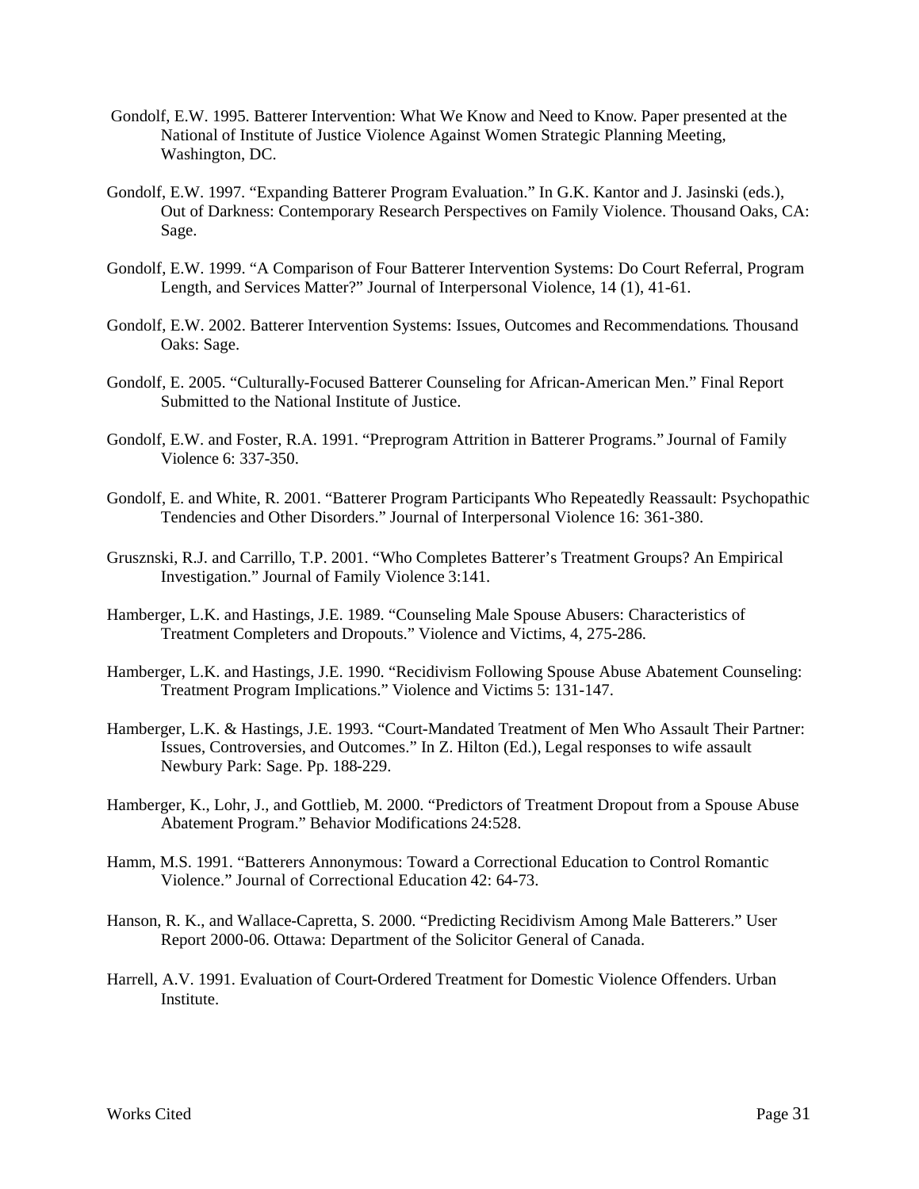Gondolf, E.W. 1995. Batterer Intervention: What We Know and Need to Know. Paper presented at the National of Institute of Justice Violence Against Women Strategic Planning Meeting, Washington, DC.

Gondolf, E.W. 1997. "Expanding Batterer Program Evaluation." In G.K. Kantor and J. Jasinski (eds.), Out of Darkness: Contemporary Research Perspectives on Family Violence. Thousand Oaks, CA: Sage.

Gondolf, E.W. 1999. "A Comparison of Four Batterer Intervention Systems: Do Court Referral, Program Length, and Services Matter?" Journal of Interpersonal Violence, 14 (1), 41-61.

Gondolf, E.W. 2002. Batterer Intervention Systems: Issues, Outcomes and Recommendations. Thousand Oaks: Sage.

Gondolf, E. 2005. "Culturally-Focused Batterer Counseling for African-American Men." Final Report Submitted to the National Institute of Justice.

Gondolf, E.W. and Foster, R.A. 1991. "Preprogram Attrition in Batterer Programs." Journal of Family Violence 6: 337-350.

Gondolf, E. and White, R. 2001. "Batterer Program Participants Who Repeatedly Reassault: Psychopathic Tendencies and Other Disorders." Journal of Interpersonal Violence 16: 361-380.

Grusznski, R.J. and Carrillo, T.P. 2001. "Who Completes Batterer's Treatment Groups? An Empirical Investigation." Journal of Family Violence 3:141.

Hamberger, L.K. and Hastings, J.E. 1989. "Counseling Male Spouse Abusers: Characteristics of Treatment Completers and Dropouts." Violence and Victims, 4, 275-286.

Hamberger, L.K. and Hastings, J.E. 1990. "Recidivism Following Spouse Abuse Abatement Counseling: Treatment Program Implications." Violence and Victims 5: 131-147.

Hamberger, L.K. & Hastings, J.E. 1993. "Court-Mandated Treatment of Men Who Assault Their Partner: Issues, Controversies, and Outcomes." In Z. Hilton (Ed.), Legal responses to wife assault Newbury Park: Sage. Pp. 188-229.

Hamberger, K., Lohr, J., and Gottlieb, M. 2000. "Predictors of Treatment Dropout from a Spouse Abuse Abatement Program." Behavior Modifications 24:528.

Hamm, M.S. 1991. "Batterers Annonymous: Toward a Correctional Education to Control Romantic Violence." Journal of Correctional Education 42: 64-73.

Hanson, R. K., and Wallace-Capretta, S. 2000. "Predicting Recidivism Among Male Batterers." User Report 2000-06. Ottawa: Department of the Solicitor General of Canada.

Harrell, A.V. 1991. Evaluation of Court-Ordered Treatment for Domestic Violence Offenders. Urban Institute.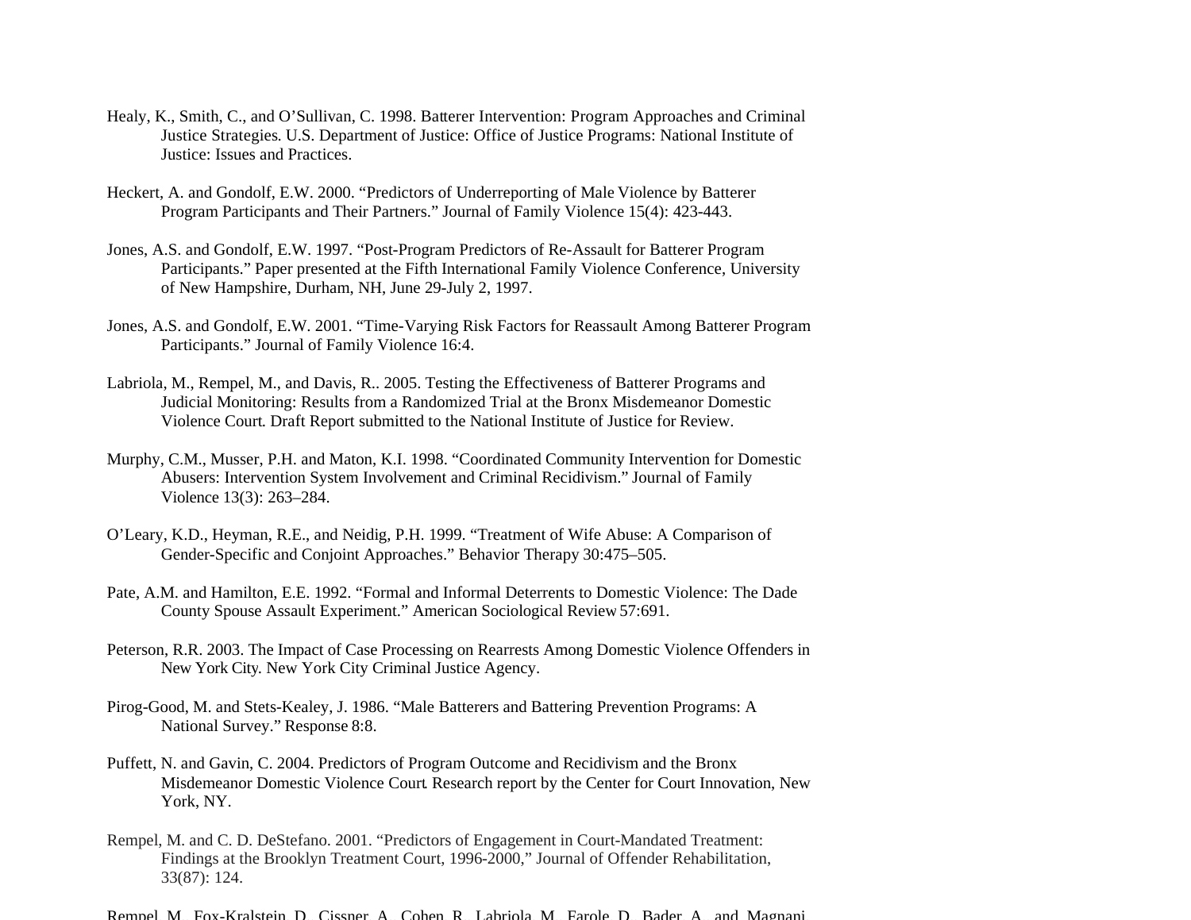Healy, K., Smith, C., and O'Sullivan, C. 1998. Batterer Intervention: Program Approaches and Criminal Justice Strategies. U.S. Department of Justice: Office of Justice Programs: National Institute of Justice: Issues and Practices.

Heckert, A. and Gondolf, E.W. 2000. "Predictors of Underreporting of Male Violence by Batterer Program Participants and Their Partners." Journal of Family Violence 15(4): 423-443.

Jones, A.S. and Gondolf, E.W. 1997. "Post-Program Predictors of Re-Assault for Batterer Program Participants." Paper presented at the Fifth International Family Violence Conference, University of New Hampshire, Durham, NH, June 29-July 2, 1997.

Jones, A.S. and Gondolf, E.W. 2001. "Time-Varying Risk Factors for Reassault Among Batterer Program Participants." Journal of Family Violence 16:4.

Labriola, M., Rempel, M., and Davis, R.. 2005. Testing the Effectiveness of Batterer Programs and Judicial Monitoring: Results from a Randomized Trial at the Bronx Misdemeanor Domestic Violence Court. Draft Report submitted to the National Institute of Justice for Review.

Murphy, C.M., Musser, P.H. and Maton, K.I. 1998. "Coordinated Community Intervention for Domestic Abusers: Intervention System Involvement and Criminal Recidivism." Journal of Family Violence 13(3): 263–284.

O'Leary, K.D., Heyman, R.E., and Neidig, P.H. 1999. "Treatment of Wife Abuse: A Comparison of Gender-Specific and Conjoint Approaches." Behavior Therapy 30:475–505.

Pate, A.M. and Hamilton, E.E. 1992. "Formal and Informal Deterrents to Domestic Violence: The Dade County Spouse Assault Experiment." American Sociological Review 57:691.

Peterson, R.R. 2003. The Impact of Case Processing on Rearrests Among Domestic Violence Offenders in New York City. New York City Criminal Justice Agency.

Pirog-Good, M. and Stets-Kealey, J. 1986. "Male Batterers and Battering Prevention Programs: A National Survey." Response 8:8.

Puffett, N. and Gavin, C. 2004. Predictors of Program Outcome and Recidivism and the Bronx Misdemeanor Domestic Violence Court. Research report by the Center for Court Innovation, New York, NY.

Rempel, M. and C. D. DeStefano. 2001. "Predictors of Engagement in Court-Mandated Treatment: Findings at the Brooklyn Treatment Court, 1996-2000," Journal of Offender Rehabilitation, 33(87): 124.

Rempel, M., Fox-Kralstein, D., Cissner, A., Cohen, R., Labriola, M., Farole, D., Bader, A., and Magnani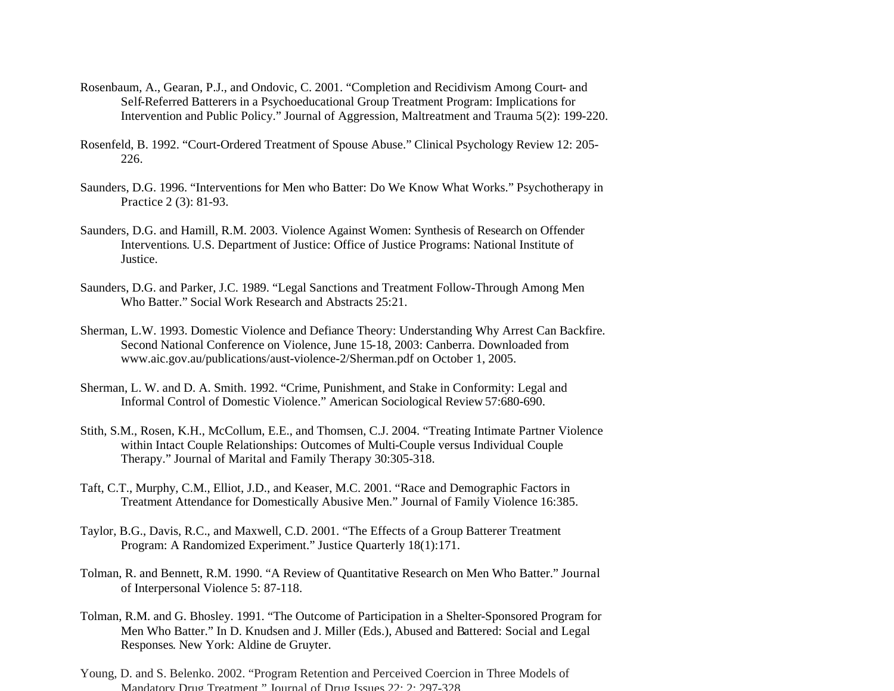Rosenbaum, A., Gearan, P.J., and Ondovic, C. 2001. "Completion and Recidivism Among Court- and Self-Referred Batterers in a Psychoeducational Group Treatment Program: Implications for Intervention and Public Policy." Journal of Aggression, Maltreatment and Trauma 5(2): 199-220.

Rosenfeld, B. 1992. "Court-Ordered Treatment of Spouse Abuse." Clinical Psychology Review 12: 205-226.

Saunders, D.G. 1996. "Interventions for Men who Batter: Do We Know What Works." Psychotherapy in Practice 2 (3): 81-93.

Saunders, D.G. and Hamill, R.M. 2003. Violence Against Women: Synthesis of Research on Offender Interventions. U.S. Department of Justice: Office of Justice Programs: National Institute of Justice.

Saunders, D.G. and Parker, J.C. 1989. "Legal Sanctions and Treatment Follow-Through Among Men Who Batter." Social Work Research and Abstracts 25:21.

Sherman, L.W. 1993. Domestic Violence and Defiance Theory: Understanding Why Arrest Can Backfire. Second National Conference on Violence, June 15-18, 2003: Canberra. Downloaded from www.aic.gov.au/publications/aust-violence-2/Sherman.pdf on October 1, 2005.

Sherman, L. W. and D. A. Smith. 1992. "Crime, Punishment, and Stake in Conformity: Legal and Informal Control of Domestic Violence." American Sociological Review 57:680-690.

Stith, S.M., Rosen, K.H., McCollum, E.E., and Thomsen, C.J. 2004. "Treating Intimate Partner Violence within Intact Couple Relationships: Outcomes of Multi-Couple versus Individual Couple Therapy." Journal of Marital and Family Therapy 30:305-318.

Taft, C.T., Murphy, C.M., Elliot, J.D., and Keaser, M.C. 2001. "Race and Demographic Factors in Treatment Attendance for Domestically Abusive Men." Journal of Family Violence 16:385.

Taylor, B.G., Davis, R.C., and Maxwell, C.D. 2001. "The Effects of a Group Batterer Treatment Program: A Randomized Experiment." Justice Quarterly 18(1):171.

Tolman, R. and Bennett, R.M. 1990. "A Review of Quantitative Research on Men Who Batter." Journal of Interpersonal Violence 5: 87-118.

Tolman, R.M. and G. Bhosley. 1991. "The Outcome of Participation in a Shelter-Sponsored Program for Men Who Batter." In D. Knudsen and J. Miller (Eds.), Abused and Battered: Social and Legal Responses. New York: Aldine de Gruyter.

Young, D. and S. Belenko. 2002. "Program Retention and Perceived Coercion in Three Models of Mandatory Drug Treatment." Journal of Drug Issues 22: 2: 297-328.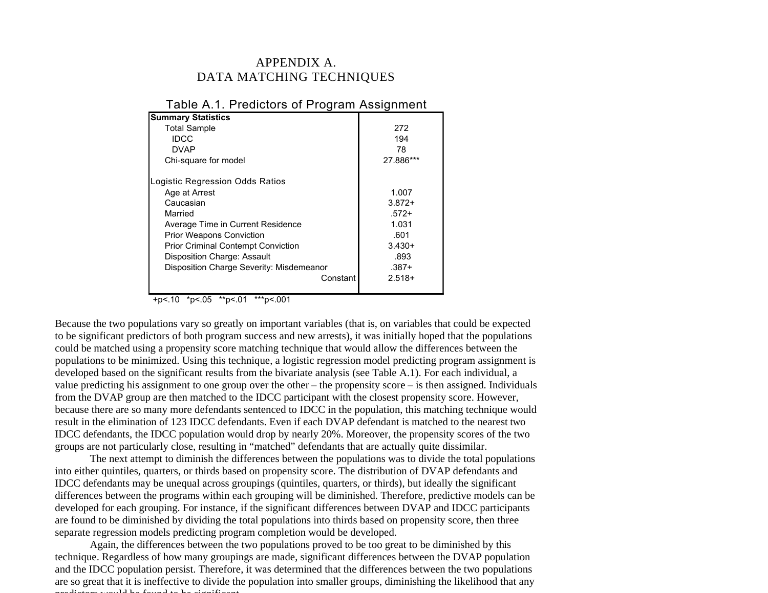# APPENDIX A.
# DATA MATCHING TECHNIQUES

Table A.1. Predictors of Program Assignment

| | |
|---|---|
| **Summary Statistics** | |
| Total Sample | 272 |
| IDCC | 194 |
| DVAP | 78 |
| Chi-square for model | 27.886*** |
| | |
| Logistic Regression Odds Ratios | |
| Age at Arrest | 1.007 |
| Caucasian | 3.872+ |
| Married | .572+ |
| Average Time in Current Residence | 1.031 |
| Prior Weapons Conviction | .601 |
| Prior Criminal Contempt Conviction | 3.430+ |
| Disposition Charge: Assault | .893 |
| Disposition Charge Severity: Misdemeanor | .387+ |
| Constant | 2.518+ |

+p<.10 *p<.05 **p<.01 ***p<.001

Because the two populations vary so greatly on important variables (that is, on variables that could be expected to be significant predictors of both program success and new arrests), it was initially hoped that the populations could be matched using a propensity score matching technique that would allow the differences between the populations to be minimized. Using this technique, a logistic regression model predicting program assignment is developed based on the significant results from the bivariate analysis (see Table A.1). For each individual, a value predicting his assignment to one group over the other – the propensity score – is then assigned. Individuals from the DVAP group are then matched to the IDCC participant with the closest propensity score. However, because there are so many more defendants sentenced to IDCC in the population, this matching technique would result in the elimination of 123 IDCC defendants. Even if each DVAP defendant is matched to the nearest two IDCC defendants, the IDCC population would drop by nearly 20%. Moreover, the propensity scores of the two groups are not particularly close, resulting in "matched" defendants that are actually quite dissimilar.

The next attempt to diminish the differences between the populations was to divide the total populations into either quintiles, quarters, or thirds based on propensity score. The distribution of DVAP defendants and IDCC defendants may be unequal across groupings (quintiles, quarters, or thirds), but ideally the significant differences between the programs within each grouping will be diminished. Therefore, predictive models can be developed for each grouping. For instance, if the significant differences between DVAP and IDCC participants are found to be diminished by dividing the total populations into thirds based on propensity score, then three separate regression models predicting program completion would be developed.

Again, the differences between the two populations proved to be too great to be diminished by this technique. Regardless of how many groupings are made, significant differences between the DVAP population and the IDCC population persist. Therefore, it was determined that the differences between the two populations are so great that it is ineffective to divide the population into smaller groups, diminishing the likelihood that any predictors would be found to be significant.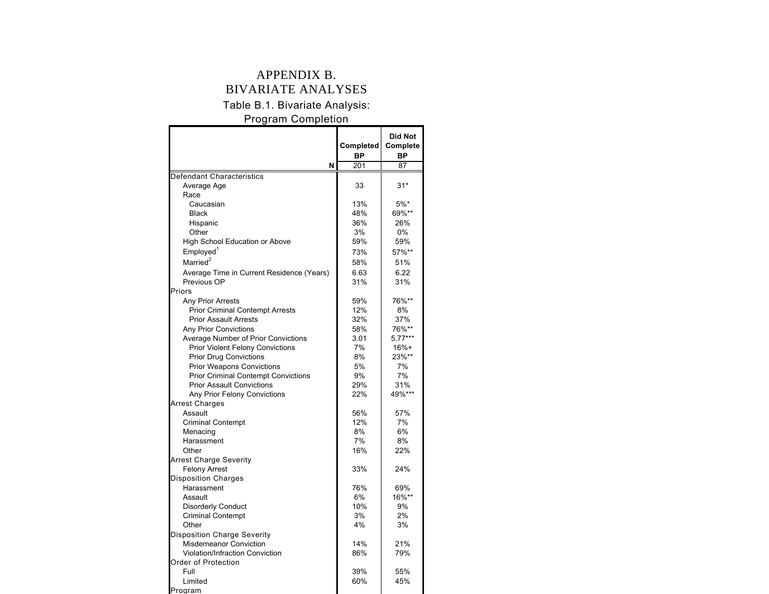# APPENDIX B.
# BIVARIATE ANALYSES

Table B.1. Bivariate Analysis: Program Completion

| | Completed BP | Did Not Complete BP |
|---|---|---|
| N | 201 | 87 |
| Defendant Characteristics | | |
| Average Age | 33 | 31* |
| Race | | |
| Caucasian | 13% | 5%* |
| Black | 48% | 69%** |
| Hispanic | 36% | 26% |
| Other | 3% | 0% |
| High School Education or Above | 59% | 59% |
| Employed[1] | 73% | 57%** |
| Married[2] | 58% | 51% |
| Average Time in Current Residence (Years) | 6.63 | 6.22 |
| Previous OP | 31% | 31% |
| Priors | | |
| Any Prior Arrests | 59% | 76%** |
| Prior Criminal Contempt Arrests | 12% | 8% |
| Prior Assault Arrests | 32% | 37% |
| Any Prior Convictions | 58% | 76%** |
| Average Number of Prior Convictions | 3.01 | 5.77*** |
| Prior Violent Felony Convictions | 7% | 16%+ |
| Prior Drug Convictions | 8% | 23%** |
| Prior Weapons Convictions | 5% | 7% |
| Prior Criminal Contempt Convictions | 9% | 7% |
| Prior Assault Convictions | 29% | 31% |
| Any Prior Felony Convictions | 22% | 49%*** |
| Arrest Charges | | |
| Assault | 56% | 57% |
| Criminal Contempt | 12% | 7% |
| Menacing | 8% | 6% |
| Harassment | 7% | 8% |
| Other | 16% | 22% |
| Arrest Charge Severity | | |
| Felony Arrest | 33% | 24% |
| Disposition Charges | | |
| Harassment | 76% | 69% |
| Assault | 6% | 16%** |
| Disorderly Conduct | 10% | 9% |
| Criminal Contempt | 3% | 2% |
| Other | 4% | 3% |
| Disposition Charge Severity | | |
| Misdemeanor Conviction | 14% | 21% |
| Violation/Infraction Conviction | 86% | 79% |
| Order of Protection | | |
| Full | 39% | 55% |
| Limited | 60% | 45% |
| Program | | |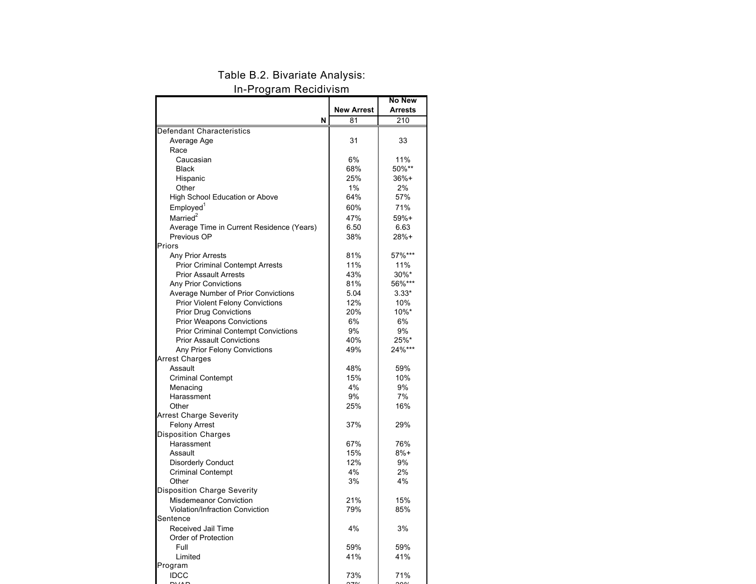Table B.2. Bivariate Analysis:
In-Program Recidivism

| | New Arrest | No New Arrests |
|---|---|---|
| **N** | 81 | 210 |
| Defendant Characteristics | | |
| Average Age | 31 | 33 |
| Race | | |
| Caucasian | 6% | 11% |
| Black | 68% | 50%** |
| Hispanic | 25% | 36%+ |
| Other | 1% | 2% |
| High School Education or Above | 64% | 57% |
| Employed[1] | 60% | 71% |
| Married[2] | 47% | 59%+ |
| Average Time in Current Residence (Years) | 6.50 | 6.63 |
| Previous OP | 38% | 28%+ |
| Priors | | |
| Any Prior Arrests | 81% | 57%*** |
| Prior Criminal Contempt Arrests | 11% | 11% |
| Prior Assault Arrests | 43% | 30%* |
| Any Prior Convictions | 81% | 56%*** |
| Average Number of Prior Convictions | 5.04 | 3.33* |
| Prior Violent Felony Convictions | 12% | 10% |
| Prior Drug Convictions | 20% | 10%* |
| Prior Weapons Convictions | 6% | 6% |
| Prior Criminal Contempt Convictions | 9% | 9% |
| Prior Assault Convictions | 40% | 25%* |
| Any Prior Felony Convictions | 49% | 24%*** |
| Arrest Charges | | |
| Assault | 48% | 59% |
| Criminal Contempt | 15% | 10% |
| Menacing | 4% | 9% |
| Harassment | 9% | 7% |
| Other | 25% | 16% |
| Arrest Charge Severity | | |
| Felony Arrest | 37% | 29% |
| Disposition Charges | | |
| Harassment | 67% | 76% |
| Assault | 15% | 8%+ |
| Disorderly Conduct | 12% | 9% |
| Criminal Contempt | 4% | 2% |
| Other | 3% | 4% |
| Disposition Charge Severity | | |
| Misdemeanor Conviction | 21% | 15% |
| Violation/Infraction Conviction | 79% | 85% |
| Sentence | | |
| Received Jail Time | 4% | 3% |
| Order of Protection | | |
| Full | 59% | 59% |
| Limited | 41% | 41% |
| Program | | |
| IDCC | 73% | 71% |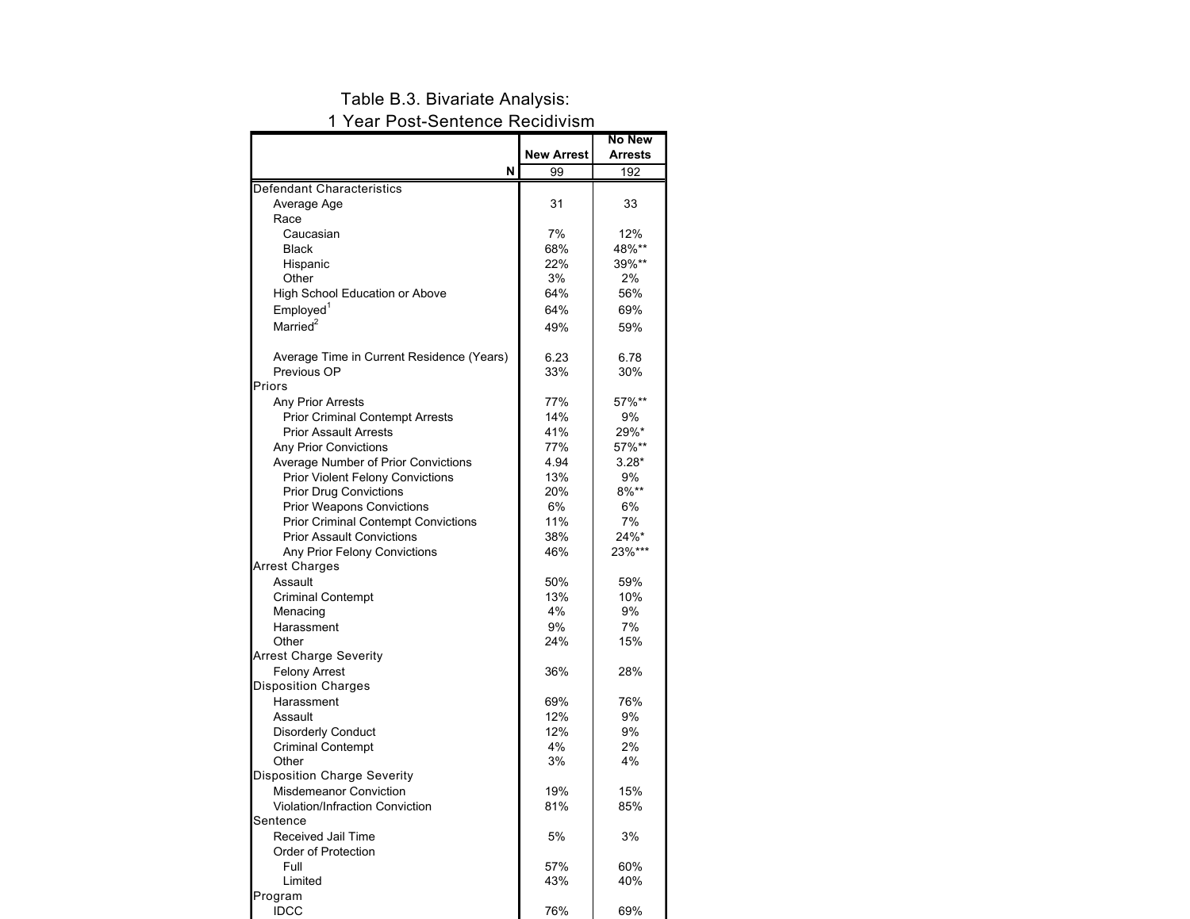Table B.3. Bivariate Analysis:
1 Year Post-Sentence Recidivism

| | New Arrest | No New Arrests |
|---|---|---|
| N | 99 | 192 |
| Defendant Characteristics | | |
| Average Age | 31 | 33 |
| Race | | |
| Caucasian | 7% | 12% |
| Black | 68% | 48%** |
| Hispanic | 22% | 39%** |
| Other | 3% | 2% |
| High School Education or Above | 64% | 56% |
| Employed[1] | 64% | 69% |
| Married[2] | 49% | 59% |
| Average Time in Current Residence (Years) | 6.23 | 6.78 |
| Previous OP | 33% | 30% |
| Priors | | |
| Any Prior Arrests | 77% | 57%** |
| Prior Criminal Contempt Arrests | 14% | 9% |
| Prior Assault Arrests | 41% | 29%* |
| Any Prior Convictions | 77% | 57%** |
| Average Number of Prior Convictions | 4.94 | 3.28* |
| Prior Violent Felony Convictions | 13% | 9% |
| Prior Drug Convictions | 20% | 8%** |
| Prior Weapons Convictions | 6% | 6% |
| Prior Criminal Contempt Convictions | 11% | 7% |
| Prior Assault Convictions | 38% | 24%* |
| Any Prior Felony Convictions | 46% | 23%*** |
| Arrest Charges | | |
| Assault | 50% | 59% |
| Criminal Contempt | 13% | 10% |
| Menacing | 4% | 9% |
| Harassment | 9% | 7% |
| Other | 24% | 15% |
| Arrest Charge Severity | | |
| Felony Arrest | 36% | 28% |
| Disposition Charges | | |
| Harassment | 69% | 76% |
| Assault | 12% | 9% |
| Disorderly Conduct | 12% | 9% |
| Criminal Contempt | 4% | 2% |
| Other | 3% | 4% |
| Disposition Charge Severity | | |
| Misdemeanor Conviction | 19% | 15% |
| Violation/Infraction Conviction | 81% | 85% |
| Sentence | | |
| Received Jail Time | 5% | 3% |
| Order of Protection | | |
| Full | 57% | 60% |
| Limited | 43% | 40% |
| Program | | |
| IDCC | 76% | 69% |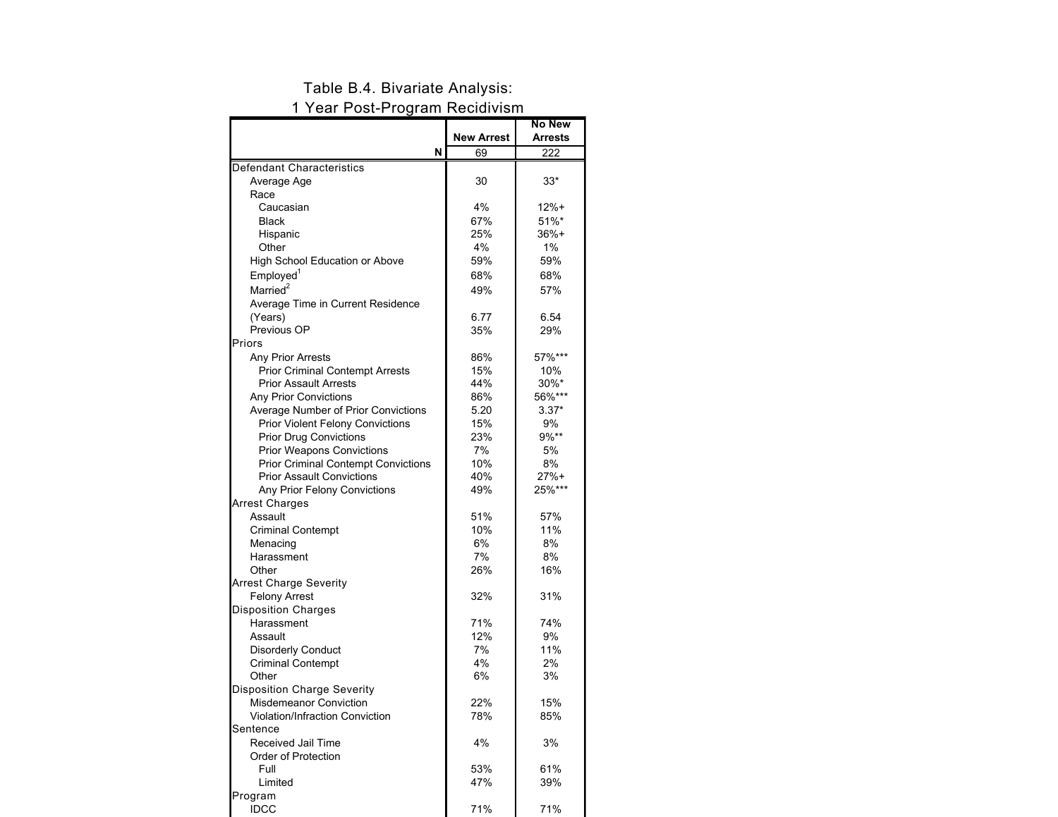Table B.4. Bivariate Analysis:
1 Year Post-Program Recidivism

| | New Arrest | No New Arrests |
|---|---|---|
| N | 69 | 222 |
| Defendant Characteristics | | |
| Average Age | 30 | 33* |
| Race | | |
| Caucasian | 4% | 12%+ |
| Black | 67% | 51%* |
| Hispanic | 25% | 36%+ |
| Other | 4% | 1% |
| High School Education or Above | 59% | 59% |
| Employed[1] | 68% | 68% |
| Married[2] | 49% | 57% |
| Average Time in Current Residence (Years) | 6.77 | 6.54 |
| Previous OP | 35% | 29% |
| Priors | | |
| Any Prior Arrests | 86% | 57%*** |
| Prior Criminal Contempt Arrests | 15% | 10% |
| Prior Assault Arrests | 44% | 30%* |
| Any Prior Convictions | 86% | 56%*** |
| Average Number of Prior Convictions | 5.20 | 3.37* |
| Prior Violent Felony Convictions | 15% | 9% |
| Prior Drug Convictions | 23% | 9%** |
| Prior Weapons Convictions | 7% | 5% |
| Prior Criminal Contempt Convictions | 10% | 8% |
| Prior Assault Convictions | 40% | 27%+ |
| Any Prior Felony Convictions | 49% | 25%*** |
| Arrest Charges | | |
| Assault | 51% | 57% |
| Criminal Contempt | 10% | 11% |
| Menacing | 6% | 8% |
| Harassment | 7% | 8% |
| Other | 26% | 16% |
| Arrest Charge Severity | | |
| Felony Arrest | 32% | 31% |
| Disposition Charges | | |
| Harassment | 71% | 74% |
| Assault | 12% | 9% |
| Disorderly Conduct | 7% | 11% |
| Criminal Contempt | 4% | 2% |
| Other | 6% | 3% |
| Disposition Charge Severity | | |
| Misdemeanor Conviction | 22% | 15% |
| Violation/Infraction Conviction | 78% | 85% |
| Sentence | | |
| Received Jail Time | 4% | 3% |
| Order of Protection | | |
| Full | 53% | 61% |
| Limited | 47% | 39% |
| Program | | |
| IDCC | 71% | 71% |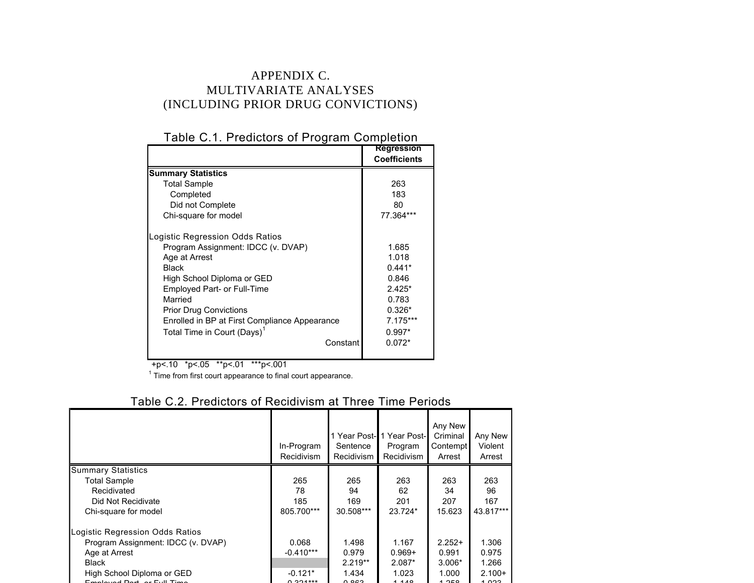# APPENDIX C.
# MULTIVARIATE ANALYSES
# (INCLUDING PRIOR DRUG CONVICTIONS)

## Table C.1. Predictors of Program Completion

| | Regression Coefficients |
|---|---|
| **Summary Statistics** | |
| Total Sample | 263 |
| Completed | 183 |
| Did not Complete | 80 |
| Chi-square for model | 77.364*** |
| | |
| Logistic Regression Odds Ratios | |
| Program Assignment: IDCC (v. DVAP) | 1.685 |
| Age at Arrest | 1.018 |
| Black | 0.441* |
| High School Diploma or GED | 0.846 |
| Employed Part- or Full-Time | 2.425* |
| Married | 0.783 |
| Prior Drug Convictions | 0.326* |
| Enrolled in BP at First Compliance Appearance | 7.175*** |
| Total Time in Court (Days)[1] | 0.997* |
| Constant | 0.072* |

+p<.10 *p<.05 **p<.01 ***p<.001

[1] Time from first court appearance to final court appearance.

## Table C.2. Predictors of Recidivism at Three Time Periods

| | In-Program Recidivism | 1 Year Post-Sentence Recidivism | 1 Year Post-Program Recidivism | Any New Criminal Contempt Arrest | Any New Violent Arrest |
|---|---|---|---|---|---|
| Summary Statistics | | | | | |
| Total Sample | 265 | 265 | 263 | 263 | 263 |
| Recidivated | 78 | 94 | 62 | 34 | 96 |
| Did Not Recidivate | 185 | 169 | 201 | 207 | 167 |
| Chi-square for model | 805.700*** | 30.508*** | 23.724* | 15.623 | 43.817*** |
| | | | | | |
| Logistic Regression Odds Ratios | | | | | |
| Program Assignment: IDCC (v. DVAP) | 0.068 | 1.498 | 1.167 | 2.252+ | 1.306 |
| Age at Arrest | -0.410*** | 0.979 | 0.969+ | 0.991 | 0.975 |
| Black | | 2.219** | 2.087* | 3.006* | 1.266 |
| High School Diploma or GED | -0.121* | 1.434 | 1.023 | 1.000 | 2.100+ |